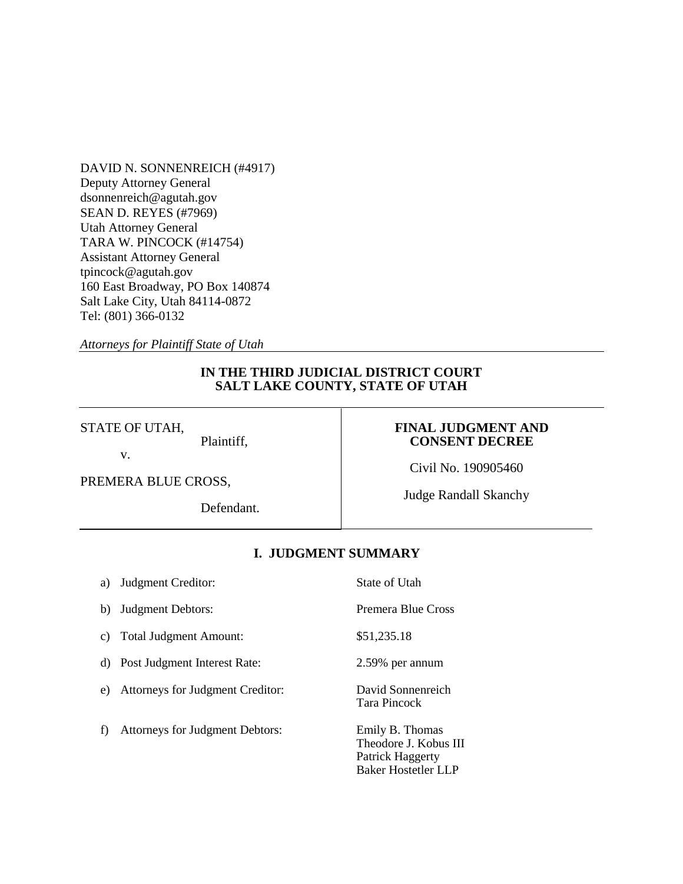DAVID N. SONNENREICH (#4917)
Deputy Attorney General
dsonnenreich@agutah.gov
SEAN D. REYES (#7969)
Utah Attorney General
TARA W. PINCOCK (#14754)
Assistant Attorney General
tpincock@agutah.gov
160 East Broadway, PO Box 140874
Salt Lake City, Utah 84114-0872
Tel: (801) 366-0132

*Attorneys for Plaintiff State of Utah*

**IN THE THIRD JUDICIAL DISTRICT COURT**
**SALT LAKE COUNTY, STATE OF UTAH**

| | |
|---|---|
| STATE OF UTAH,<br>Plaintiff,<br>v.<br>PREMERA BLUE CROSS,<br>Defendant. | **FINAL JUDGMENT AND CONSENT DECREE**<br>Civil No. 190905460<br>Judge Randall Skanchy |

## I. JUDGMENT SUMMARY

| | |
|---|---|
| a) Judgment Creditor: | State of Utah |
| b) Judgment Debtors: | Premera Blue Cross |
| c) Total Judgment Amount: | $51,235.18 |
| d) Post Judgment Interest Rate: | 2.59% per annum |
| e) Attorneys for Judgment Creditor: | David Sonnenreich<br>Tara Pincock |
| f) Attorneys for Judgment Debtors: | Emily B. Thomas<br>Theodore J. Kobus III<br>Patrick Haggerty<br>Baker Hostetler LLP |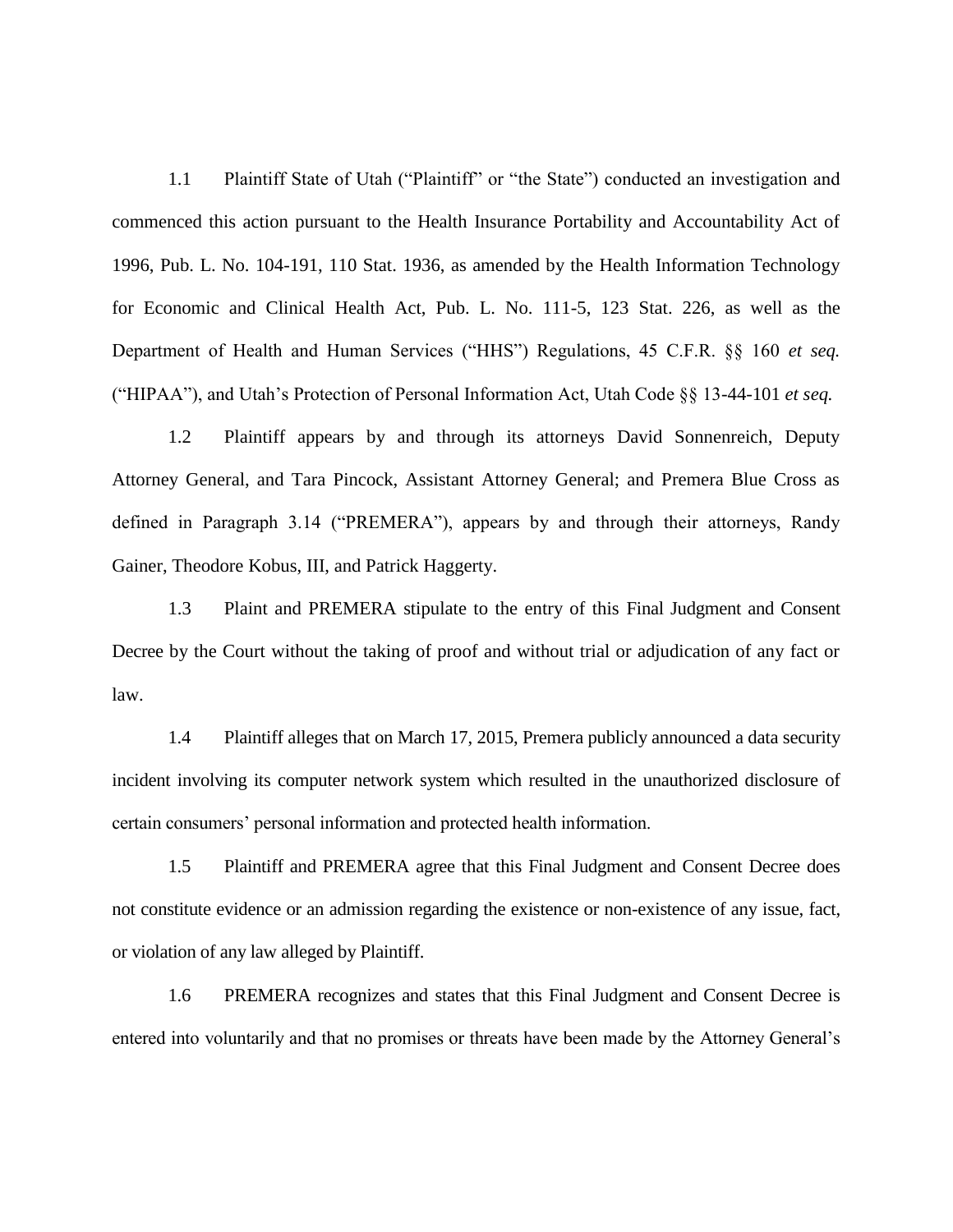1.1 Plaintiff State of Utah ("Plaintiff" or "the State") conducted an investigation and commenced this action pursuant to the Health Insurance Portability and Accountability Act of 1996, Pub. L. No. 104-191, 110 Stat. 1936, as amended by the Health Information Technology for Economic and Clinical Health Act, Pub. L. No. 111-5, 123 Stat. 226, as well as the Department of Health and Human Services ("HHS") Regulations, 45 C.F.R. §§ 160 *et seq.* ("HIPAA"), and Utah's Protection of Personal Information Act, Utah Code §§ 13-44-101 *et seq.*

1.2 Plaintiff appears by and through its attorneys David Sonnenreich, Deputy Attorney General, and Tara Pincock, Assistant Attorney General; and Premera Blue Cross as defined in Paragraph 3.14 ("PREMERA"), appears by and through their attorneys, Randy Gainer, Theodore Kobus, III, and Patrick Haggerty.

1.3 Plaint and PREMERA stipulate to the entry of this Final Judgment and Consent Decree by the Court without the taking of proof and without trial or adjudication of any fact or law.

1.4 Plaintiff alleges that on March 17, 2015, Premera publicly announced a data security incident involving its computer network system which resulted in the unauthorized disclosure of certain consumers' personal information and protected health information.

1.5 Plaintiff and PREMERA agree that this Final Judgment and Consent Decree does not constitute evidence or an admission regarding the existence or non-existence of any issue, fact, or violation of any law alleged by Plaintiff.

1.6 PREMERA recognizes and states that this Final Judgment and Consent Decree is entered into voluntarily and that no promises or threats have been made by the Attorney General's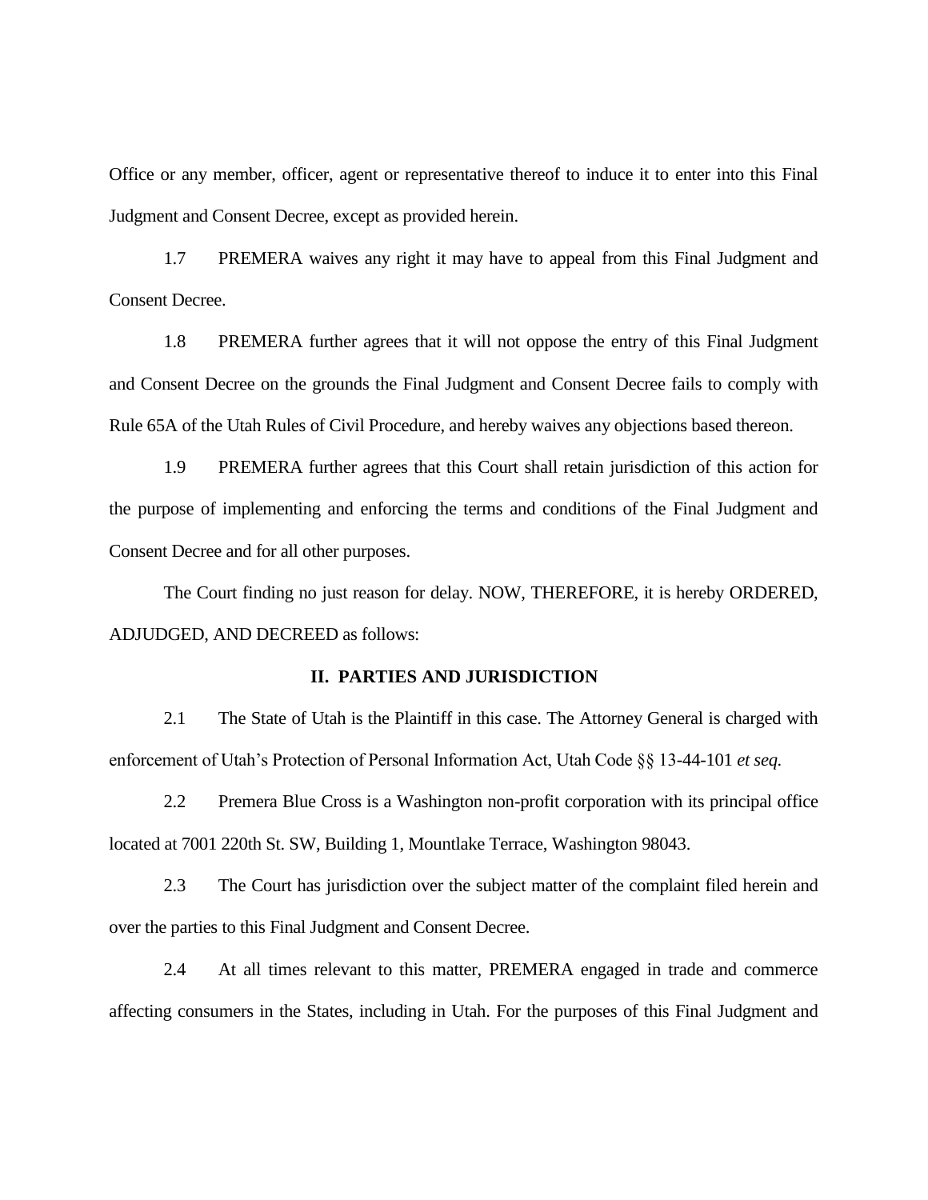Office or any member, officer, agent or representative thereof to induce it to enter into this Final Judgment and Consent Decree, except as provided herein.

1.7 PREMERA waives any right it may have to appeal from this Final Judgment and Consent Decree.

1.8 PREMERA further agrees that it will not oppose the entry of this Final Judgment and Consent Decree on the grounds the Final Judgment and Consent Decree fails to comply with Rule 65A of the Utah Rules of Civil Procedure, and hereby waives any objections based thereon.

1.9 PREMERA further agrees that this Court shall retain jurisdiction of this action for the purpose of implementing and enforcing the terms and conditions of the Final Judgment and Consent Decree and for all other purposes.

The Court finding no just reason for delay. NOW, THEREFORE, it is hereby ORDERED, ADJUDGED, AND DECREED as follows:

## II. PARTIES AND JURISDICTION

2.1 The State of Utah is the Plaintiff in this case. The Attorney General is charged with enforcement of Utah's Protection of Personal Information Act, Utah Code §§ 13-44-101 *et seq.*

2.2 Premera Blue Cross is a Washington non-profit corporation with its principal office located at 7001 220th St. SW, Building 1, Mountlake Terrace, Washington 98043.

2.3 The Court has jurisdiction over the subject matter of the complaint filed herein and over the parties to this Final Judgment and Consent Decree.

2.4 At all times relevant to this matter, PREMERA engaged in trade and commerce affecting consumers in the States, including in Utah. For the purposes of this Final Judgment and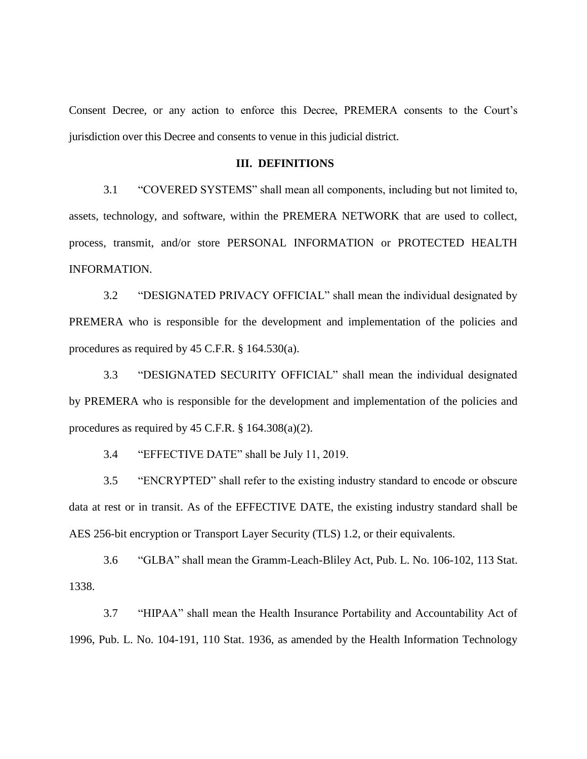Consent Decree, or any action to enforce this Decree, PREMERA consents to the Court's jurisdiction over this Decree and consents to venue in this judicial district.

## III. DEFINITIONS

3.1 "COVERED SYSTEMS" shall mean all components, including but not limited to, assets, technology, and software, within the PREMERA NETWORK that are used to collect, process, transmit, and/or store PERSONAL INFORMATION or PROTECTED HEALTH INFORMATION.

3.2 "DESIGNATED PRIVACY OFFICIAL" shall mean the individual designated by PREMERA who is responsible for the development and implementation of the policies and procedures as required by 45 C.F.R. § 164.530(a).

3.3 "DESIGNATED SECURITY OFFICIAL" shall mean the individual designated by PREMERA who is responsible for the development and implementation of the policies and procedures as required by 45 C.F.R. § 164.308(a)(2).

3.4 "EFFECTIVE DATE" shall be July 11, 2019.

3.5 "ENCRYPTED" shall refer to the existing industry standard to encode or obscure data at rest or in transit. As of the EFFECTIVE DATE, the existing industry standard shall be AES 256-bit encryption or Transport Layer Security (TLS) 1.2, or their equivalents.

3.6 "GLBA" shall mean the Gramm-Leach-Bliley Act, Pub. L. No. 106-102, 113 Stat. 1338.

3.7 "HIPAA" shall mean the Health Insurance Portability and Accountability Act of 1996, Pub. L. No. 104-191, 110 Stat. 1936, as amended by the Health Information Technology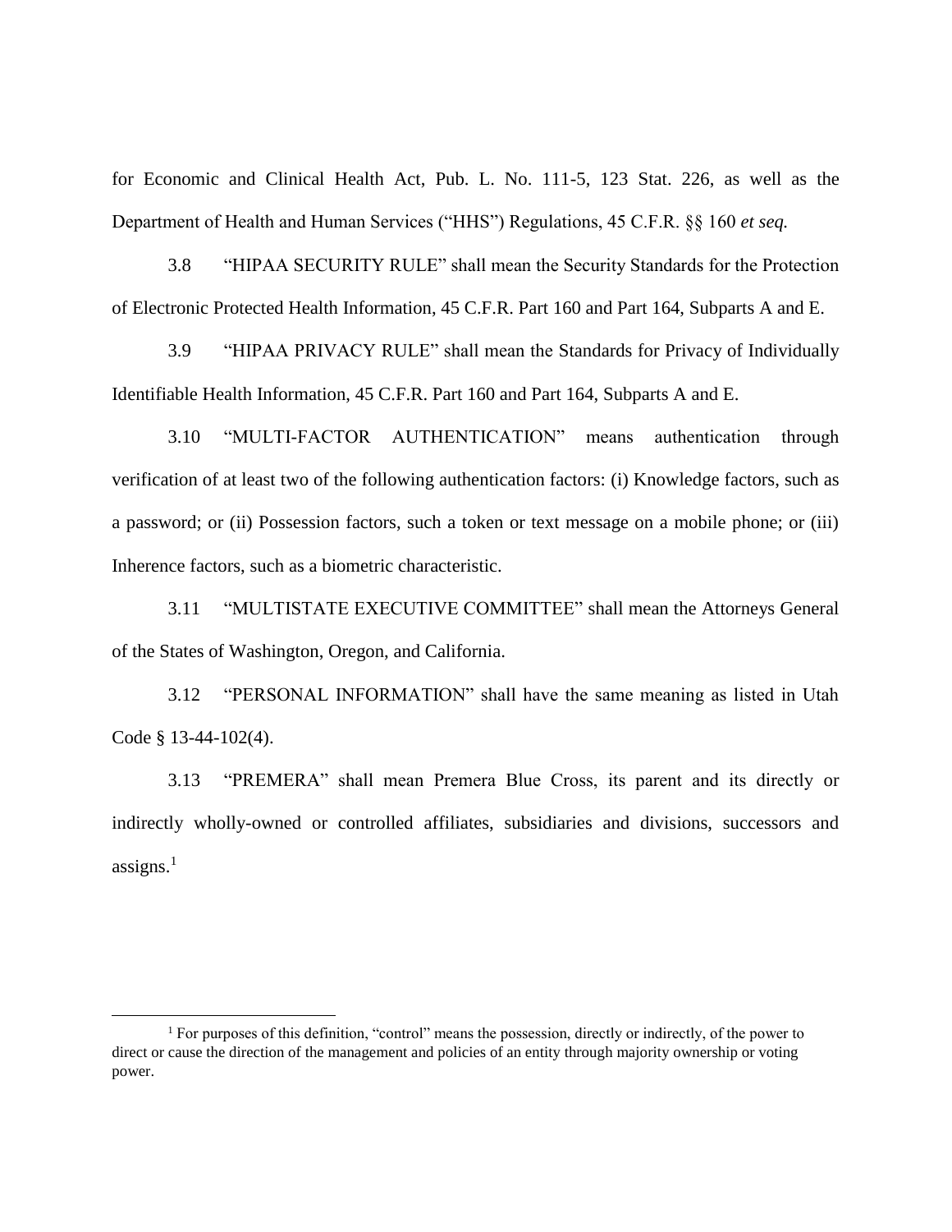for Economic and Clinical Health Act, Pub. L. No. 111-5, 123 Stat. 226, as well as the Department of Health and Human Services ("HHS") Regulations, 45 C.F.R. §§ 160 *et seq.*

3.8 "HIPAA SECURITY RULE" shall mean the Security Standards for the Protection of Electronic Protected Health Information, 45 C.F.R. Part 160 and Part 164, Subparts A and E.

3.9 "HIPAA PRIVACY RULE" shall mean the Standards for Privacy of Individually Identifiable Health Information, 45 C.F.R. Part 160 and Part 164, Subparts A and E.

3.10 "MULTI-FACTOR AUTHENTICATION" means authentication through verification of at least two of the following authentication factors: (i) Knowledge factors, such as a password; or (ii) Possession factors, such a token or text message on a mobile phone; or (iii) Inherence factors, such as a biometric characteristic.

3.11 "MULTISTATE EXECUTIVE COMMITTEE" shall mean the Attorneys General of the States of Washington, Oregon, and California.

3.12 "PERSONAL INFORMATION" shall have the same meaning as listed in Utah Code § 13-44-102(4).

3.13 "PREMERA" shall mean Premera Blue Cross, its parent and its directly or indirectly wholly-owned or controlled affiliates, subsidiaries and divisions, successors and assigns.[1]

---

[1] For purposes of this definition, "control" means the possession, directly or indirectly, of the power to direct or cause the direction of the management and policies of an entity through majority ownership or voting power.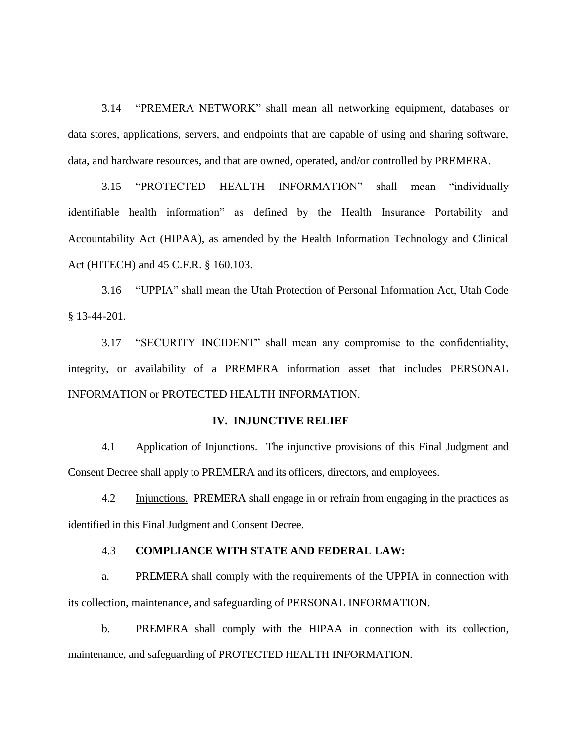3.14 "PREMERA NETWORK" shall mean all networking equipment, databases or data stores, applications, servers, and endpoints that are capable of using and sharing software, data, and hardware resources, and that are owned, operated, and/or controlled by PREMERA.

3.15 "PROTECTED HEALTH INFORMATION" shall mean "individually identifiable health information" as defined by the Health Insurance Portability and Accountability Act (HIPAA), as amended by the Health Information Technology and Clinical Act (HITECH) and 45 C.F.R. § 160.103.

3.16 "UPPIA" shall mean the Utah Protection of Personal Information Act, Utah Code § 13-44-201.

3.17 "SECURITY INCIDENT" shall mean any compromise to the confidentiality, integrity, or availability of a PREMERA information asset that includes PERSONAL INFORMATION or PROTECTED HEALTH INFORMATION.

## IV. INJUNCTIVE RELIEF

4.1 Application of Injunctions. The injunctive provisions of this Final Judgment and Consent Decree shall apply to PREMERA and its officers, directors, and employees.

4.2 Injunctions. PREMERA shall engage in or refrain from engaging in the practices as identified in this Final Judgment and Consent Decree.

4.3 **COMPLIANCE WITH STATE AND FEDERAL LAW:**

a. PREMERA shall comply with the requirements of the UPPIA in connection with its collection, maintenance, and safeguarding of PERSONAL INFORMATION.

b. PREMERA shall comply with the HIPAA in connection with its collection, maintenance, and safeguarding of PROTECTED HEALTH INFORMATION.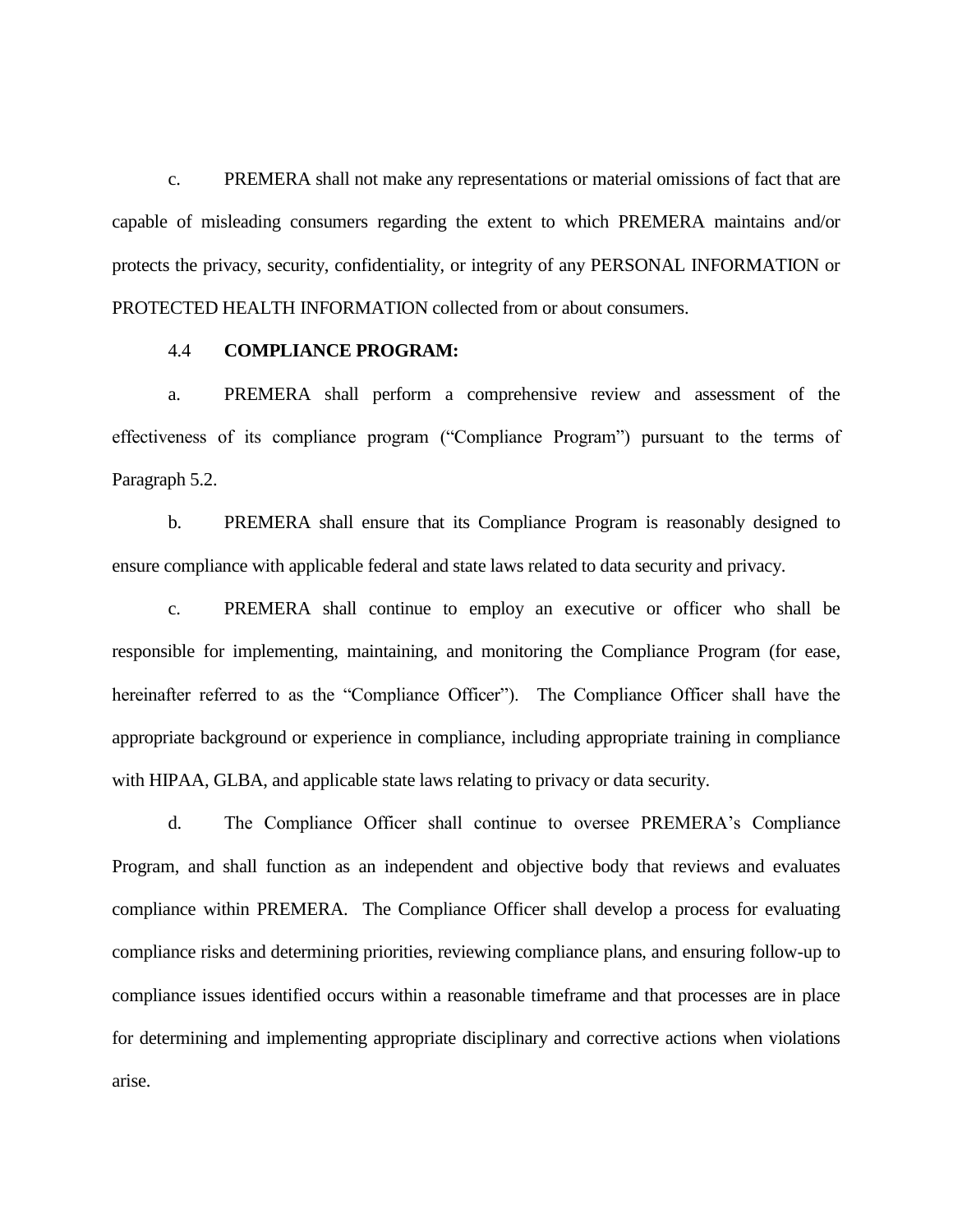c. PREMERA shall not make any representations or material omissions of fact that are capable of misleading consumers regarding the extent to which PREMERA maintains and/or protects the privacy, security, confidentiality, or integrity of any PERSONAL INFORMATION or PROTECTED HEALTH INFORMATION collected from or about consumers.

4.4 **COMPLIANCE PROGRAM:**

a. PREMERA shall perform a comprehensive review and assessment of the effectiveness of its compliance program ("Compliance Program") pursuant to the terms of Paragraph 5.2.

b. PREMERA shall ensure that its Compliance Program is reasonably designed to ensure compliance with applicable federal and state laws related to data security and privacy.

c. PREMERA shall continue to employ an executive or officer who shall be responsible for implementing, maintaining, and monitoring the Compliance Program (for ease, hereinafter referred to as the "Compliance Officer"). The Compliance Officer shall have the appropriate background or experience in compliance, including appropriate training in compliance with HIPAA, GLBA, and applicable state laws relating to privacy or data security.

d. The Compliance Officer shall continue to oversee PREMERA's Compliance Program, and shall function as an independent and objective body that reviews and evaluates compliance within PREMERA. The Compliance Officer shall develop a process for evaluating compliance risks and determining priorities, reviewing compliance plans, and ensuring follow-up to compliance issues identified occurs within a reasonable timeframe and that processes are in place for determining and implementing appropriate disciplinary and corrective actions when violations arise.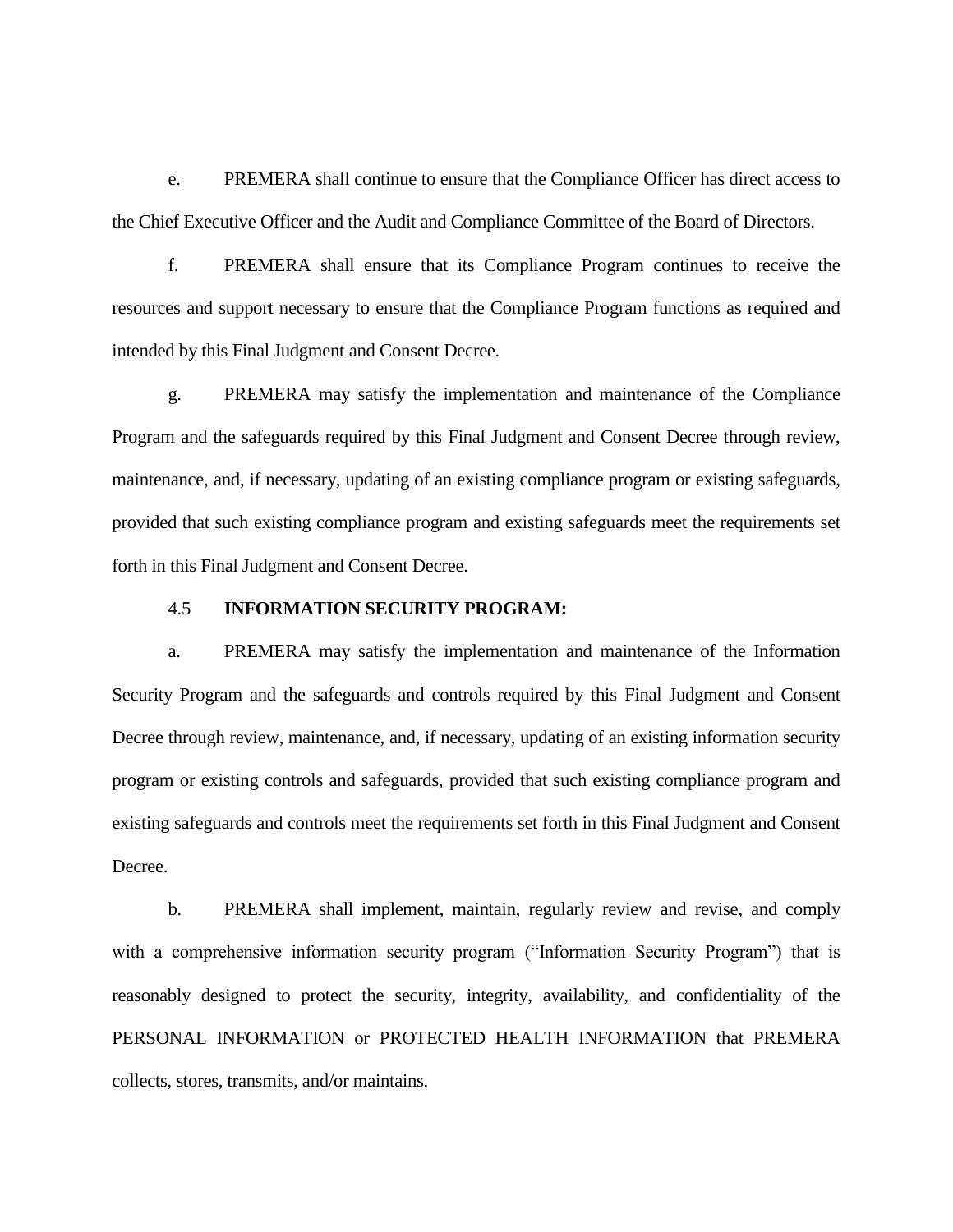e. PREMERA shall continue to ensure that the Compliance Officer has direct access to the Chief Executive Officer and the Audit and Compliance Committee of the Board of Directors.

f. PREMERA shall ensure that its Compliance Program continues to receive the resources and support necessary to ensure that the Compliance Program functions as required and intended by this Final Judgment and Consent Decree.

g. PREMERA may satisfy the implementation and maintenance of the Compliance Program and the safeguards required by this Final Judgment and Consent Decree through review, maintenance, and, if necessary, updating of an existing compliance program or existing safeguards, provided that such existing compliance program and existing safeguards meet the requirements set forth in this Final Judgment and Consent Decree.

4.5 **INFORMATION SECURITY PROGRAM:**

a. PREMERA may satisfy the implementation and maintenance of the Information Security Program and the safeguards and controls required by this Final Judgment and Consent Decree through review, maintenance, and, if necessary, updating of an existing information security program or existing controls and safeguards, provided that such existing compliance program and existing safeguards and controls meet the requirements set forth in this Final Judgment and Consent Decree.

b. PREMERA shall implement, maintain, regularly review and revise, and comply with a comprehensive information security program ("Information Security Program") that is reasonably designed to protect the security, integrity, availability, and confidentiality of the PERSONAL INFORMATION or PROTECTED HEALTH INFORMATION that PREMERA collects, stores, transmits, and/or maintains.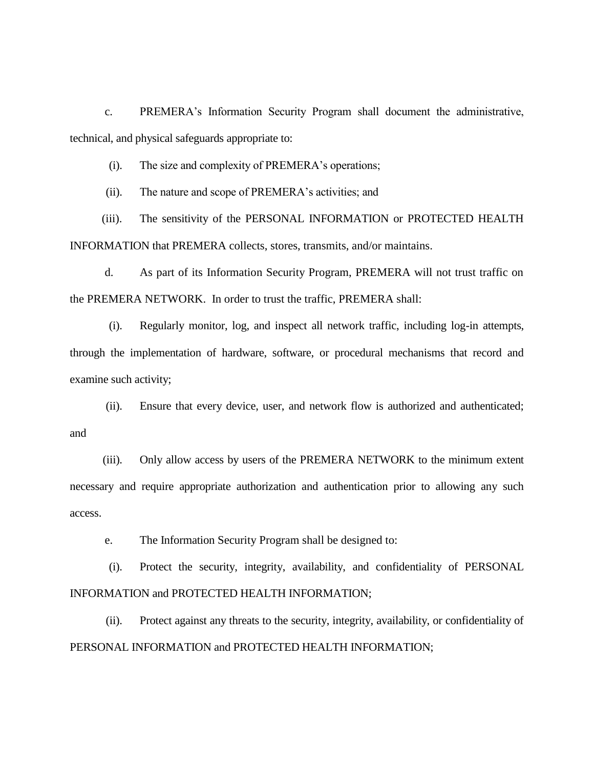c. PREMERA's Information Security Program shall document the administrative, technical, and physical safeguards appropriate to:

(i). The size and complexity of PREMERA's operations;

(ii). The nature and scope of PREMERA's activities; and

(iii). The sensitivity of the PERSONAL INFORMATION or PROTECTED HEALTH INFORMATION that PREMERA collects, stores, transmits, and/or maintains.

d. As part of its Information Security Program, PREMERA will not trust traffic on the PREMERA NETWORK. In order to trust the traffic, PREMERA shall:

(i). Regularly monitor, log, and inspect all network traffic, including log-in attempts, through the implementation of hardware, software, or procedural mechanisms that record and examine such activity;

(ii). Ensure that every device, user, and network flow is authorized and authenticated; and

(iii). Only allow access by users of the PREMERA NETWORK to the minimum extent necessary and require appropriate authorization and authentication prior to allowing any such access.

e. The Information Security Program shall be designed to:

(i). Protect the security, integrity, availability, and confidentiality of PERSONAL INFORMATION and PROTECTED HEALTH INFORMATION;

(ii). Protect against any threats to the security, integrity, availability, or confidentiality of PERSONAL INFORMATION and PROTECTED HEALTH INFORMATION;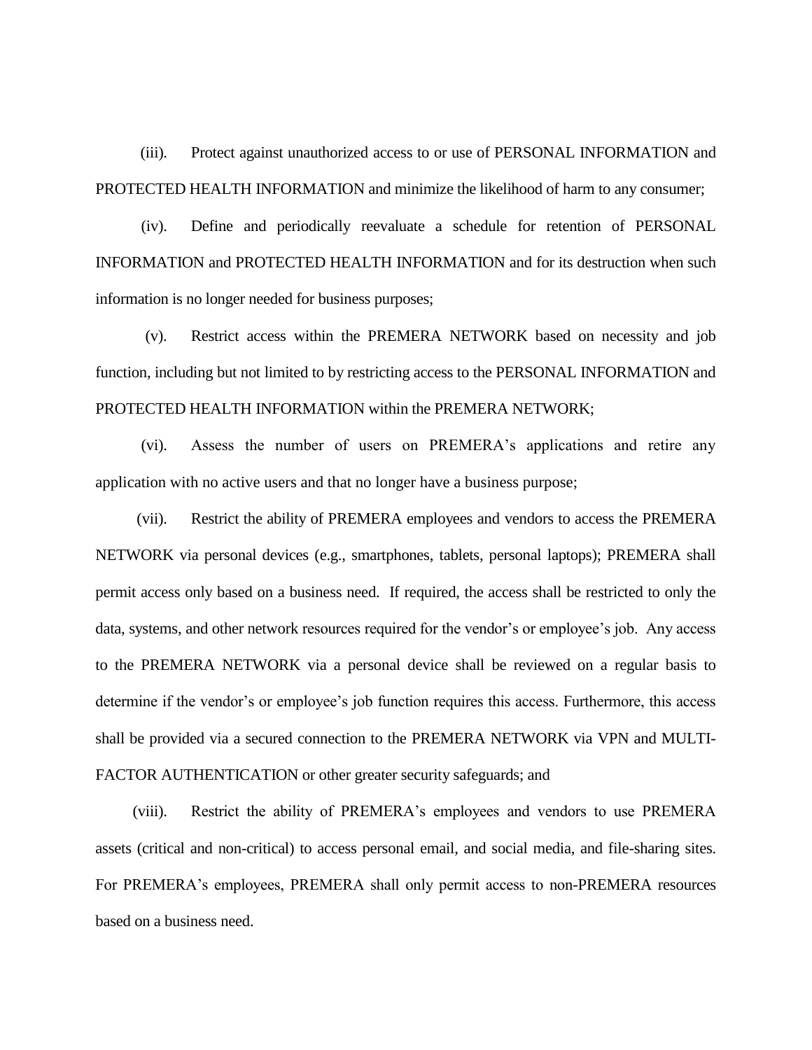(iii). Protect against unauthorized access to or use of PERSONAL INFORMATION and PROTECTED HEALTH INFORMATION and minimize the likelihood of harm to any consumer;

(iv). Define and periodically reevaluate a schedule for retention of PERSONAL INFORMATION and PROTECTED HEALTH INFORMATION and for its destruction when such information is no longer needed for business purposes;

(v). Restrict access within the PREMERA NETWORK based on necessity and job function, including but not limited to by restricting access to the PERSONAL INFORMATION and PROTECTED HEALTH INFORMATION within the PREMERA NETWORK;

(vi). Assess the number of users on PREMERA's applications and retire any application with no active users and that no longer have a business purpose;

(vii). Restrict the ability of PREMERA employees and vendors to access the PREMERA NETWORK via personal devices (e.g., smartphones, tablets, personal laptops); PREMERA shall permit access only based on a business need. If required, the access shall be restricted to only the data, systems, and other network resources required for the vendor's or employee's job. Any access to the PREMERA NETWORK via a personal device shall be reviewed on a regular basis to determine if the vendor's or employee's job function requires this access. Furthermore, this access shall be provided via a secured connection to the PREMERA NETWORK via VPN and MULTI-FACTOR AUTHENTICATION or other greater security safeguards; and

(viii). Restrict the ability of PREMERA's employees and vendors to use PREMERA assets (critical and non-critical) to access personal email, and social media, and file-sharing sites. For PREMERA's employees, PREMERA shall only permit access to non-PREMERA resources based on a business need.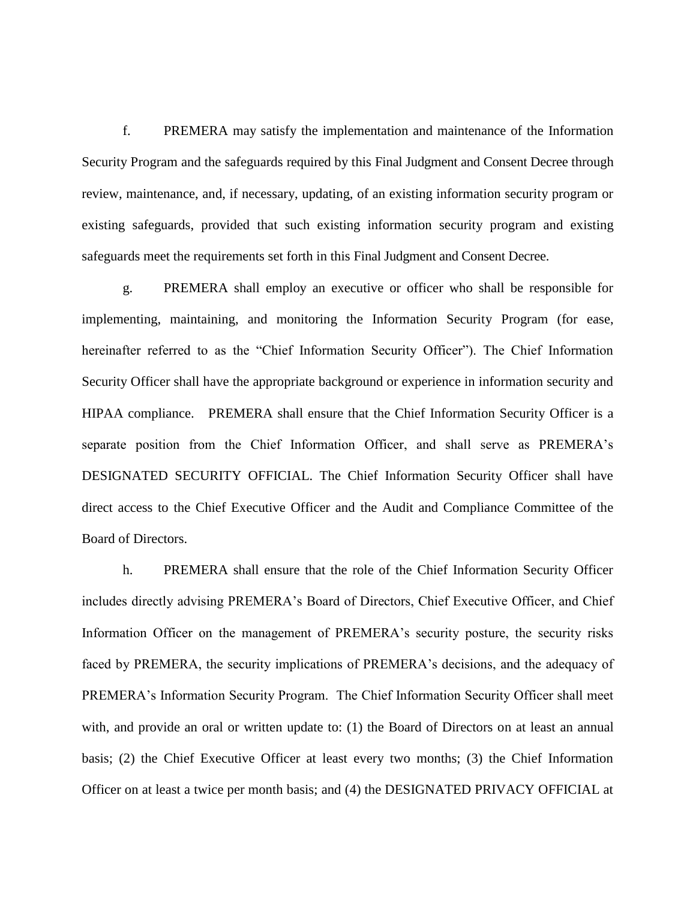f. PREMERA may satisfy the implementation and maintenance of the Information Security Program and the safeguards required by this Final Judgment and Consent Decree through review, maintenance, and, if necessary, updating, of an existing information security program or existing safeguards, provided that such existing information security program and existing safeguards meet the requirements set forth in this Final Judgment and Consent Decree.

g. PREMERA shall employ an executive or officer who shall be responsible for implementing, maintaining, and monitoring the Information Security Program (for ease, hereinafter referred to as the "Chief Information Security Officer"). The Chief Information Security Officer shall have the appropriate background or experience in information security and HIPAA compliance. PREMERA shall ensure that the Chief Information Security Officer is a separate position from the Chief Information Officer, and shall serve as PREMERA's DESIGNATED SECURITY OFFICIAL. The Chief Information Security Officer shall have direct access to the Chief Executive Officer and the Audit and Compliance Committee of the Board of Directors.

h. PREMERA shall ensure that the role of the Chief Information Security Officer includes directly advising PREMERA's Board of Directors, Chief Executive Officer, and Chief Information Officer on the management of PREMERA's security posture, the security risks faced by PREMERA, the security implications of PREMERA's decisions, and the adequacy of PREMERA's Information Security Program. The Chief Information Security Officer shall meet with, and provide an oral or written update to: (1) the Board of Directors on at least an annual basis; (2) the Chief Executive Officer at least every two months; (3) the Chief Information Officer on at least a twice per month basis; and (4) the DESIGNATED PRIVACY OFFICIAL at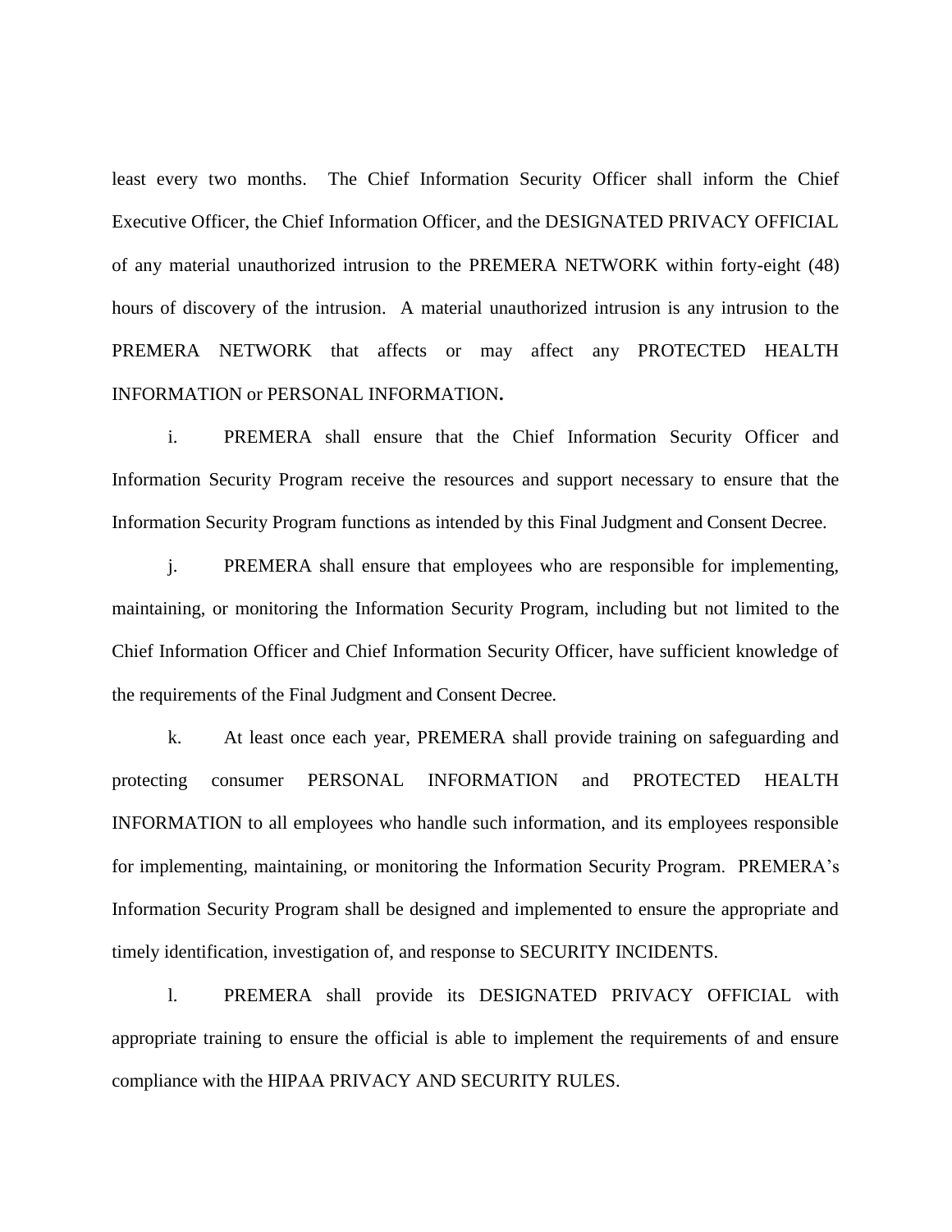least every two months. The Chief Information Security Officer shall inform the Chief Executive Officer, the Chief Information Officer, and the DESIGNATED PRIVACY OFFICIAL of any material unauthorized intrusion to the PREMERA NETWORK within forty-eight (48) hours of discovery of the intrusion. A material unauthorized intrusion is any intrusion to the PREMERA NETWORK that affects or may affect any PROTECTED HEALTH INFORMATION or PERSONAL INFORMATION**.**

i. PREMERA shall ensure that the Chief Information Security Officer and Information Security Program receive the resources and support necessary to ensure that the Information Security Program functions as intended by this Final Judgment and Consent Decree.

j. PREMERA shall ensure that employees who are responsible for implementing, maintaining, or monitoring the Information Security Program, including but not limited to the Chief Information Officer and Chief Information Security Officer, have sufficient knowledge of the requirements of the Final Judgment and Consent Decree.

k. At least once each year, PREMERA shall provide training on safeguarding and protecting consumer PERSONAL INFORMATION and PROTECTED HEALTH INFORMATION to all employees who handle such information, and its employees responsible for implementing, maintaining, or monitoring the Information Security Program. PREMERA's Information Security Program shall be designed and implemented to ensure the appropriate and timely identification, investigation of, and response to SECURITY INCIDENTS.

l. PREMERA shall provide its DESIGNATED PRIVACY OFFICIAL with appropriate training to ensure the official is able to implement the requirements of and ensure compliance with the HIPAA PRIVACY AND SECURITY RULES.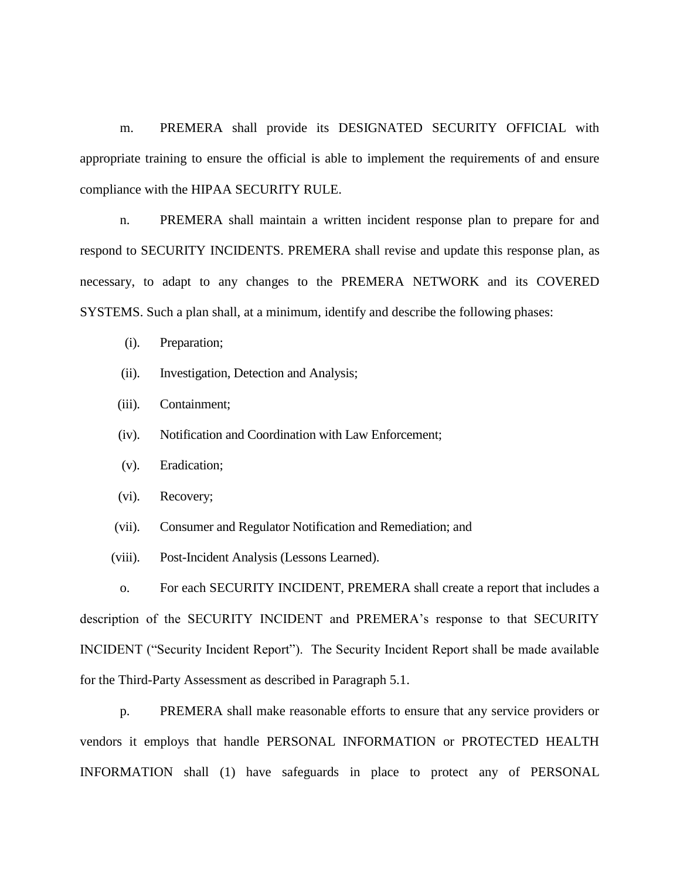m. PREMERA shall provide its DESIGNATED SECURITY OFFICIAL with appropriate training to ensure the official is able to implement the requirements of and ensure compliance with the HIPAA SECURITY RULE.

n. PREMERA shall maintain a written incident response plan to prepare for and respond to SECURITY INCIDENTS. PREMERA shall revise and update this response plan, as necessary, to adapt to any changes to the PREMERA NETWORK and its COVERED SYSTEMS. Such a plan shall, at a minimum, identify and describe the following phases:

(i). Preparation;

(ii). Investigation, Detection and Analysis;

(iii). Containment;

(iv). Notification and Coordination with Law Enforcement;

(v). Eradication;

(vi). Recovery;

(vii). Consumer and Regulator Notification and Remediation; and

(viii). Post-Incident Analysis (Lessons Learned).

o. For each SECURITY INCIDENT, PREMERA shall create a report that includes a description of the SECURITY INCIDENT and PREMERA's response to that SECURITY INCIDENT ("Security Incident Report"). The Security Incident Report shall be made available for the Third-Party Assessment as described in Paragraph 5.1.

p. PREMERA shall make reasonable efforts to ensure that any service providers or vendors it employs that handle PERSONAL INFORMATION or PROTECTED HEALTH INFORMATION shall (1) have safeguards in place to protect any of PERSONAL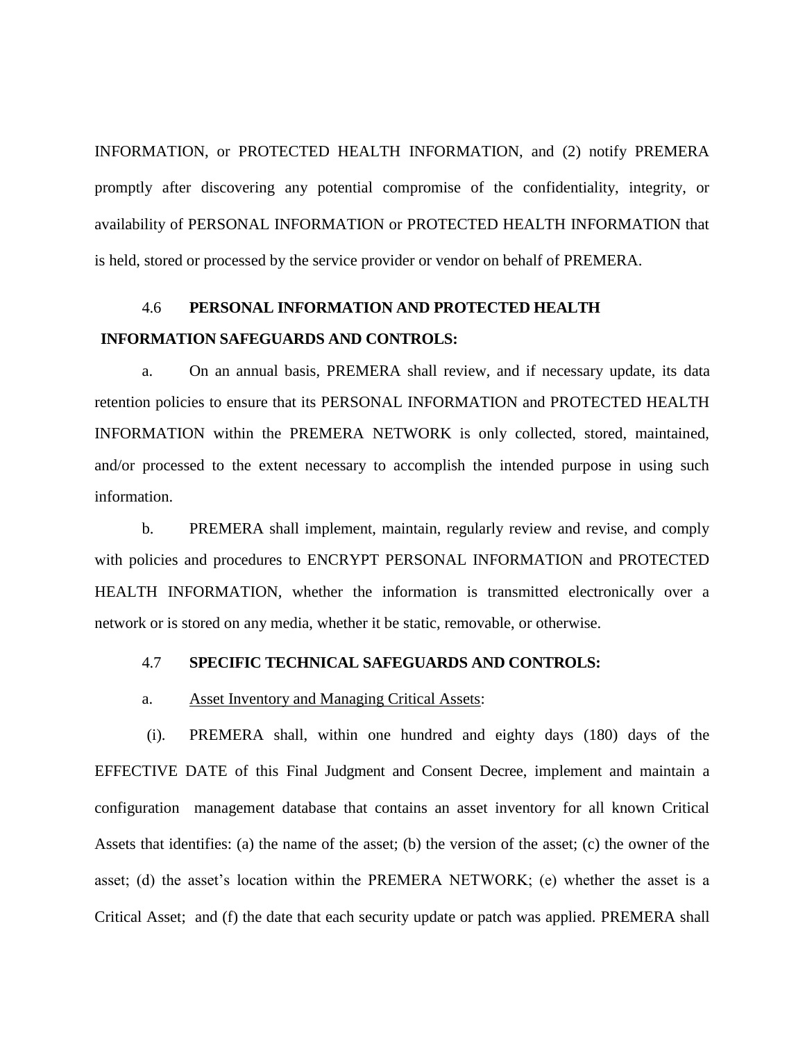INFORMATION, or PROTECTED HEALTH INFORMATION, and (2) notify PREMERA promptly after discovering any potential compromise of the confidentiality, integrity, or availability of PERSONAL INFORMATION or PROTECTED HEALTH INFORMATION that is held, stored or processed by the service provider or vendor on behalf of PREMERA.

4.6 **PERSONAL INFORMATION AND PROTECTED HEALTH INFORMATION SAFEGUARDS AND CONTROLS:**

a. On an annual basis, PREMERA shall review, and if necessary update, its data retention policies to ensure that its PERSONAL INFORMATION and PROTECTED HEALTH INFORMATION within the PREMERA NETWORK is only collected, stored, maintained, and/or processed to the extent necessary to accomplish the intended purpose in using such information.

b. PREMERA shall implement, maintain, regularly review and revise, and comply with policies and procedures to ENCRYPT PERSONAL INFORMATION and PROTECTED HEALTH INFORMATION, whether the information is transmitted electronically over a network or is stored on any media, whether it be static, removable, or otherwise.

4.7 **SPECIFIC TECHNICAL SAFEGUARDS AND CONTROLS:**

a. <u>Asset Inventory and Managing Critical Assets</u>:

(i). PREMERA shall, within one hundred and eighty days (180) days of the EFFECTIVE DATE of this Final Judgment and Consent Decree, implement and maintain a configuration management database that contains an asset inventory for all known Critical Assets that identifies: (a) the name of the asset; (b) the version of the asset; (c) the owner of the asset; (d) the asset's location within the PREMERA NETWORK; (e) whether the asset is a Critical Asset; and (f) the date that each security update or patch was applied. PREMERA shall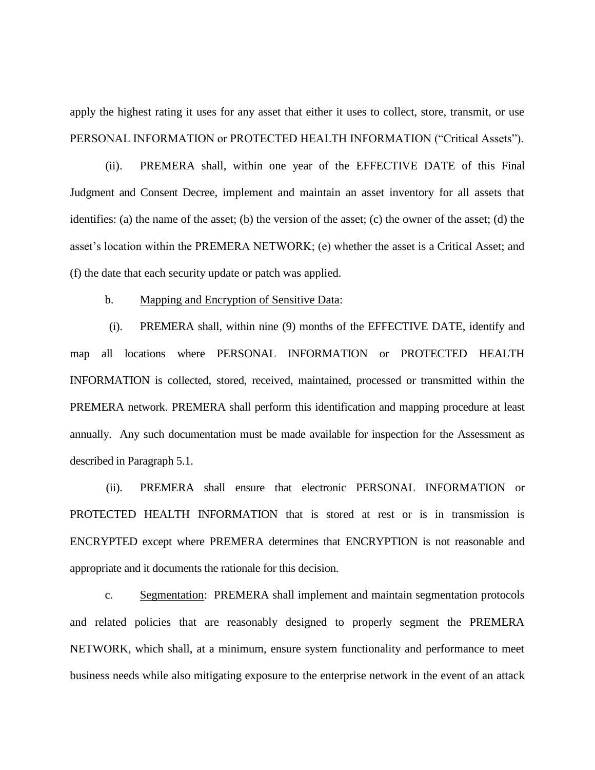apply the highest rating it uses for any asset that either it uses to collect, store, transmit, or use PERSONAL INFORMATION or PROTECTED HEALTH INFORMATION ("Critical Assets").

(ii). PREMERA shall, within one year of the EFFECTIVE DATE of this Final Judgment and Consent Decree, implement and maintain an asset inventory for all assets that identifies: (a) the name of the asset; (b) the version of the asset; (c) the owner of the asset; (d) the asset's location within the PREMERA NETWORK; (e) whether the asset is a Critical Asset; and (f) the date that each security update or patch was applied.

b. <u>Mapping and Encryption of Sensitive Data</u>:

(i). PREMERA shall, within nine (9) months of the EFFECTIVE DATE, identify and map all locations where PERSONAL INFORMATION or PROTECTED HEALTH INFORMATION is collected, stored, received, maintained, processed or transmitted within the PREMERA network. PREMERA shall perform this identification and mapping procedure at least annually. Any such documentation must be made available for inspection for the Assessment as described in Paragraph 5.1.

(ii). PREMERA shall ensure that electronic PERSONAL INFORMATION or PROTECTED HEALTH INFORMATION that is stored at rest or is in transmission is ENCRYPTED except where PREMERA determines that ENCRYPTION is not reasonable and appropriate and it documents the rationale for this decision.

c. <u>Segmentation</u>: PREMERA shall implement and maintain segmentation protocols and related policies that are reasonably designed to properly segment the PREMERA NETWORK, which shall, at a minimum, ensure system functionality and performance to meet business needs while also mitigating exposure to the enterprise network in the event of an attack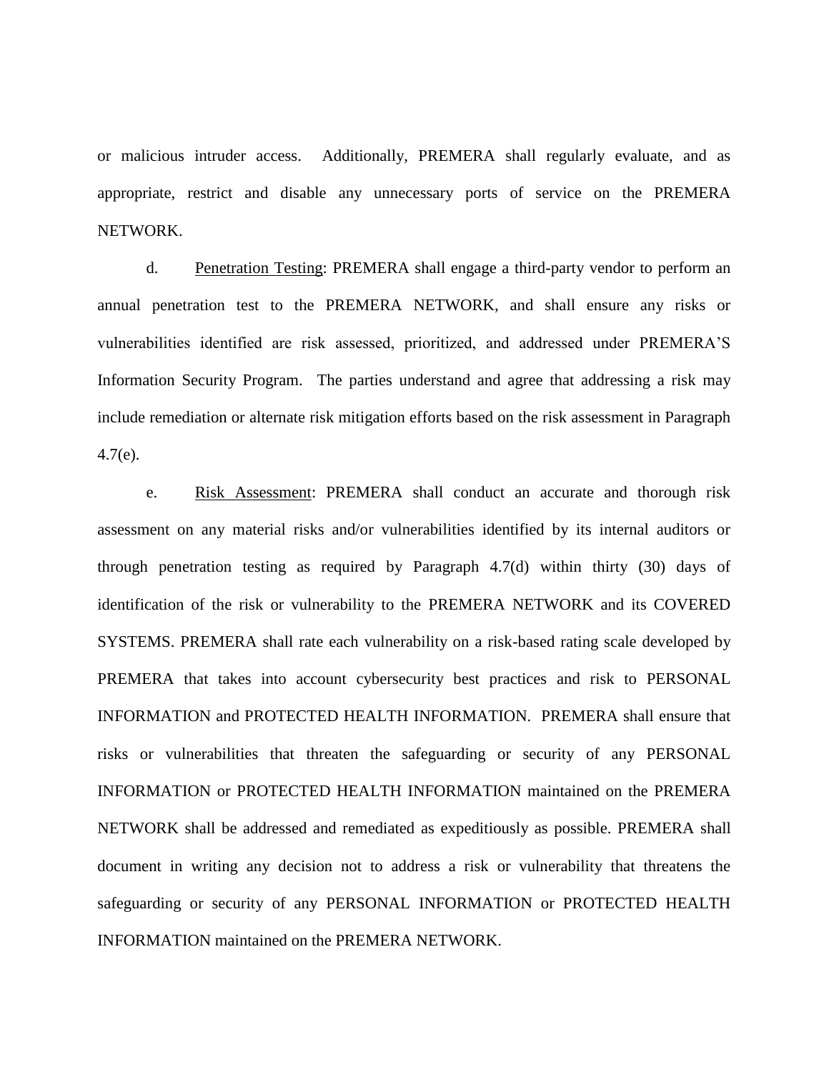or malicious intruder access. Additionally, PREMERA shall regularly evaluate, and as appropriate, restrict and disable any unnecessary ports of service on the PREMERA NETWORK.

d. Penetration Testing: PREMERA shall engage a third-party vendor to perform an annual penetration test to the PREMERA NETWORK, and shall ensure any risks or vulnerabilities identified are risk assessed, prioritized, and addressed under PREMERA'S Information Security Program. The parties understand and agree that addressing a risk may include remediation or alternate risk mitigation efforts based on the risk assessment in Paragraph 4.7(e).

e. Risk Assessment: PREMERA shall conduct an accurate and thorough risk assessment on any material risks and/or vulnerabilities identified by its internal auditors or through penetration testing as required by Paragraph 4.7(d) within thirty (30) days of identification of the risk or vulnerability to the PREMERA NETWORK and its COVERED SYSTEMS. PREMERA shall rate each vulnerability on a risk-based rating scale developed by PREMERA that takes into account cybersecurity best practices and risk to PERSONAL INFORMATION and PROTECTED HEALTH INFORMATION. PREMERA shall ensure that risks or vulnerabilities that threaten the safeguarding or security of any PERSONAL INFORMATION or PROTECTED HEALTH INFORMATION maintained on the PREMERA NETWORK shall be addressed and remediated as expeditiously as possible. PREMERA shall document in writing any decision not to address a risk or vulnerability that threatens the safeguarding or security of any PERSONAL INFORMATION or PROTECTED HEALTH INFORMATION maintained on the PREMERA NETWORK.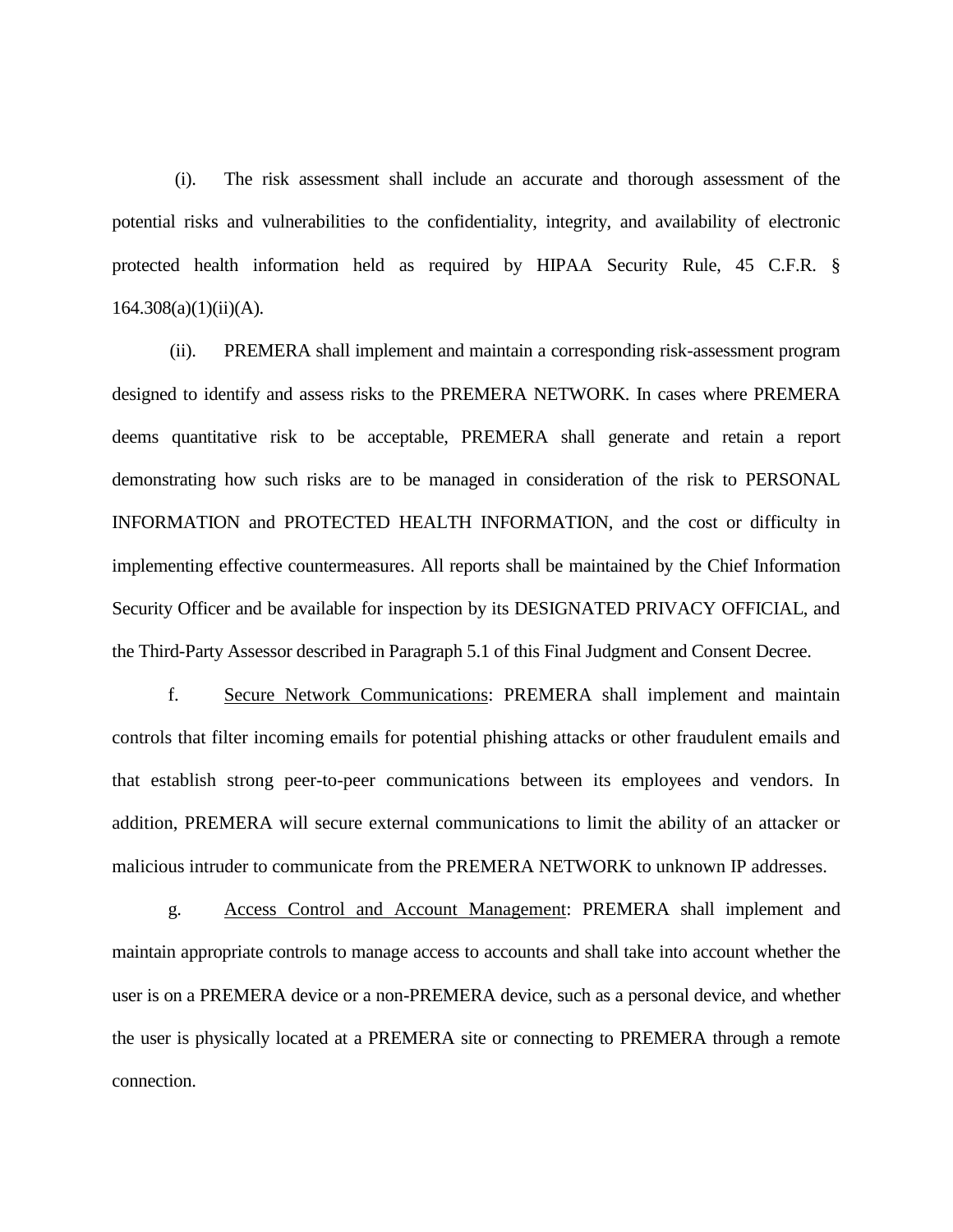(i). The risk assessment shall include an accurate and thorough assessment of the potential risks and vulnerabilities to the confidentiality, integrity, and availability of electronic protected health information held as required by HIPAA Security Rule, 45 C.F.R. § 164.308(a)(1)(ii)(A).

(ii). PREMERA shall implement and maintain a corresponding risk-assessment program designed to identify and assess risks to the PREMERA NETWORK. In cases where PREMERA deems quantitative risk to be acceptable, PREMERA shall generate and retain a report demonstrating how such risks are to be managed in consideration of the risk to PERSONAL INFORMATION and PROTECTED HEALTH INFORMATION, and the cost or difficulty in implementing effective countermeasures. All reports shall be maintained by the Chief Information Security Officer and be available for inspection by its DESIGNATED PRIVACY OFFICIAL, and the Third-Party Assessor described in Paragraph 5.1 of this Final Judgment and Consent Decree.

f. <u>Secure Network Communications</u>: PREMERA shall implement and maintain controls that filter incoming emails for potential phishing attacks or other fraudulent emails and that establish strong peer-to-peer communications between its employees and vendors. In addition, PREMERA will secure external communications to limit the ability of an attacker or malicious intruder to communicate from the PREMERA NETWORK to unknown IP addresses.

g. <u>Access Control and Account Management</u>: PREMERA shall implement and maintain appropriate controls to manage access to accounts and shall take into account whether the user is on a PREMERA device or a non-PREMERA device, such as a personal device, and whether the user is physically located at a PREMERA site or connecting to PREMERA through a remote connection.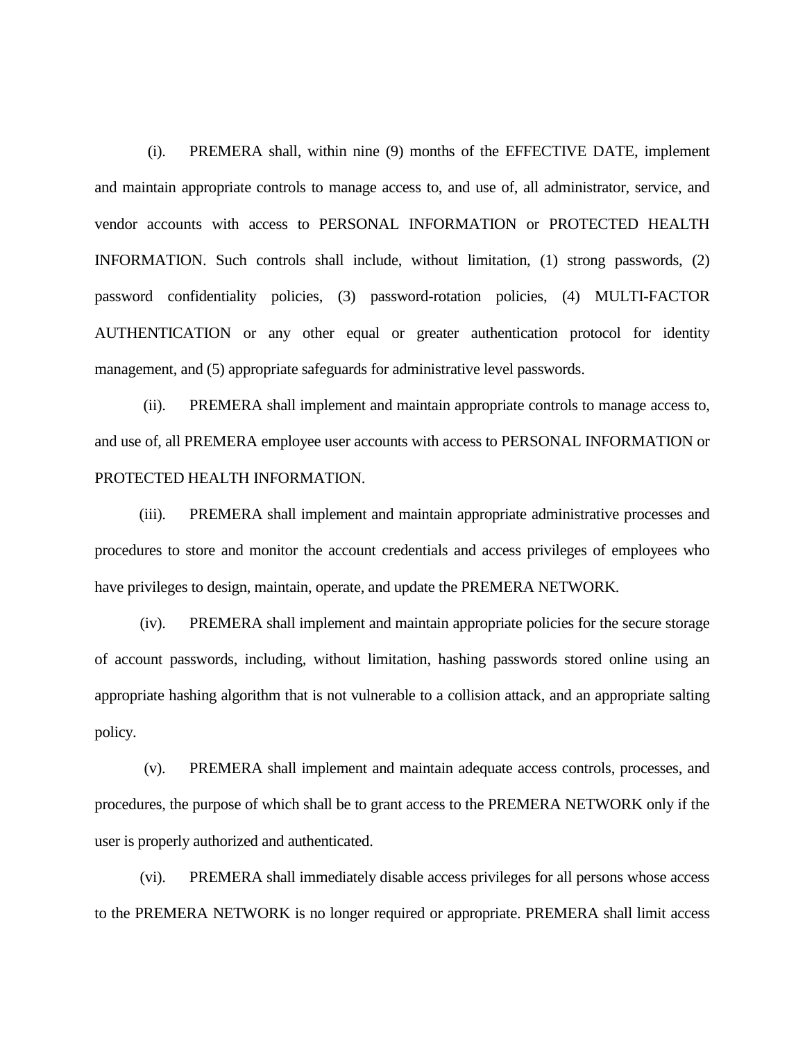(i). PREMERA shall, within nine (9) months of the EFFECTIVE DATE, implement and maintain appropriate controls to manage access to, and use of, all administrator, service, and vendor accounts with access to PERSONAL INFORMATION or PROTECTED HEALTH INFORMATION. Such controls shall include, without limitation, (1) strong passwords, (2) password confidentiality policies, (3) password-rotation policies, (4) MULTI-FACTOR AUTHENTICATION or any other equal or greater authentication protocol for identity management, and (5) appropriate safeguards for administrative level passwords.

(ii). PREMERA shall implement and maintain appropriate controls to manage access to, and use of, all PREMERA employee user accounts with access to PERSONAL INFORMATION or PROTECTED HEALTH INFORMATION.

(iii). PREMERA shall implement and maintain appropriate administrative processes and procedures to store and monitor the account credentials and access privileges of employees who have privileges to design, maintain, operate, and update the PREMERA NETWORK.

(iv). PREMERA shall implement and maintain appropriate policies for the secure storage of account passwords, including, without limitation, hashing passwords stored online using an appropriate hashing algorithm that is not vulnerable to a collision attack, and an appropriate salting policy.

(v). PREMERA shall implement and maintain adequate access controls, processes, and procedures, the purpose of which shall be to grant access to the PREMERA NETWORK only if the user is properly authorized and authenticated.

(vi). PREMERA shall immediately disable access privileges for all persons whose access to the PREMERA NETWORK is no longer required or appropriate. PREMERA shall limit access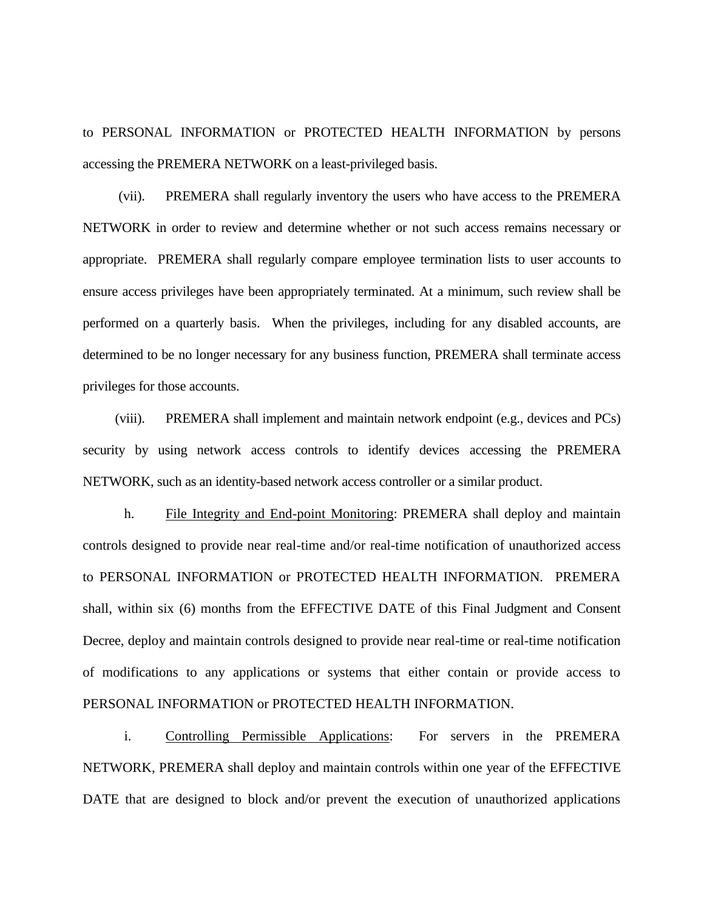to PERSONAL INFORMATION or PROTECTED HEALTH INFORMATION by persons accessing the PREMERA NETWORK on a least-privileged basis.

(vii). PREMERA shall regularly inventory the users who have access to the PREMERA NETWORK in order to review and determine whether or not such access remains necessary or appropriate. PREMERA shall regularly compare employee termination lists to user accounts to ensure access privileges have been appropriately terminated. At a minimum, such review shall be performed on a quarterly basis. When the privileges, including for any disabled accounts, are determined to be no longer necessary for any business function, PREMERA shall terminate access privileges for those accounts.

(viii). PREMERA shall implement and maintain network endpoint (e.g., devices and PCs) security by using network access controls to identify devices accessing the PREMERA NETWORK, such as an identity-based network access controller or a similar product.

h. <u>File Integrity and End-point Monitoring</u>: PREMERA shall deploy and maintain controls designed to provide near real-time and/or real-time notification of unauthorized access to PERSONAL INFORMATION or PROTECTED HEALTH INFORMATION. PREMERA shall, within six (6) months from the EFFECTIVE DATE of this Final Judgment and Consent Decree, deploy and maintain controls designed to provide near real-time or real-time notification of modifications to any applications or systems that either contain or provide access to PERSONAL INFORMATION or PROTECTED HEALTH INFORMATION.

i. <u>Controlling Permissible Applications</u>: For servers in the PREMERA NETWORK, PREMERA shall deploy and maintain controls within one year of the EFFECTIVE DATE that are designed to block and/or prevent the execution of unauthorized applications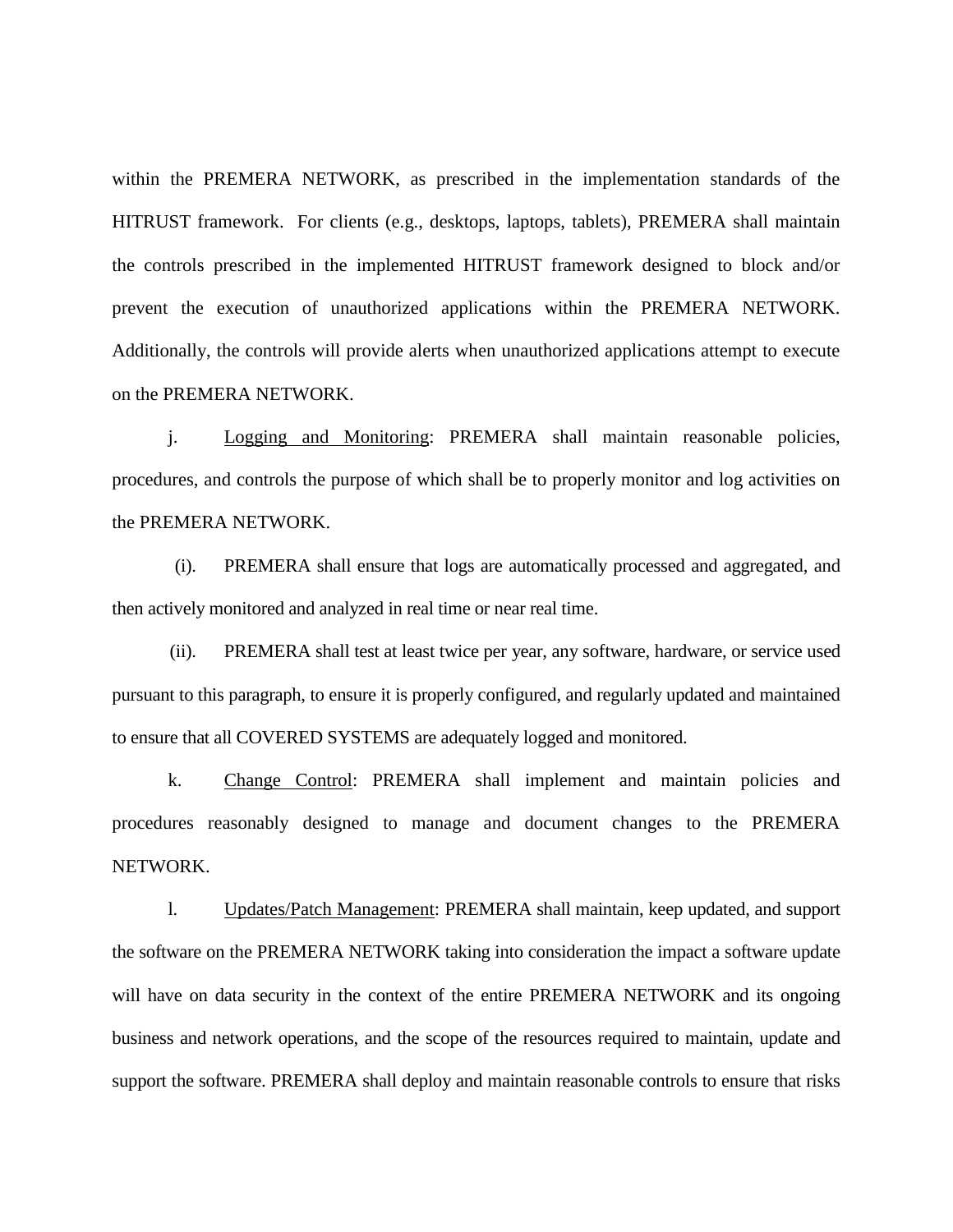within the PREMERA NETWORK, as prescribed in the implementation standards of the HITRUST framework. For clients (e.g., desktops, laptops, tablets), PREMERA shall maintain the controls prescribed in the implemented HITRUST framework designed to block and/or prevent the execution of unauthorized applications within the PREMERA NETWORK. Additionally, the controls will provide alerts when unauthorized applications attempt to execute on the PREMERA NETWORK.

j. Logging and Monitoring: PREMERA shall maintain reasonable policies, procedures, and controls the purpose of which shall be to properly monitor and log activities on the PREMERA NETWORK.

(i). PREMERA shall ensure that logs are automatically processed and aggregated, and then actively monitored and analyzed in real time or near real time.

(ii). PREMERA shall test at least twice per year, any software, hardware, or service used pursuant to this paragraph, to ensure it is properly configured, and regularly updated and maintained to ensure that all COVERED SYSTEMS are adequately logged and monitored.

k. Change Control: PREMERA shall implement and maintain policies and procedures reasonably designed to manage and document changes to the PREMERA NETWORK.

l. Updates/Patch Management: PREMERA shall maintain, keep updated, and support the software on the PREMERA NETWORK taking into consideration the impact a software update will have on data security in the context of the entire PREMERA NETWORK and its ongoing business and network operations, and the scope of the resources required to maintain, update and support the software. PREMERA shall deploy and maintain reasonable controls to ensure that risks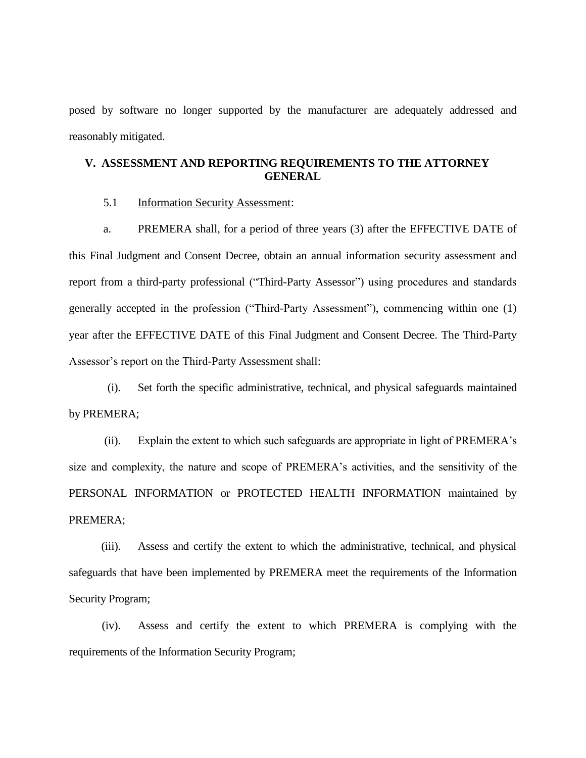posed by software no longer supported by the manufacturer are adequately addressed and reasonably mitigated.

## V. ASSESSMENT AND REPORTING REQUIREMENTS TO THE ATTORNEY GENERAL

5.1 Information Security Assessment:

a. PREMERA shall, for a period of three years (3) after the EFFECTIVE DATE of this Final Judgment and Consent Decree, obtain an annual information security assessment and report from a third-party professional ("Third-Party Assessor") using procedures and standards generally accepted in the profession ("Third-Party Assessment"), commencing within one (1) year after the EFFECTIVE DATE of this Final Judgment and Consent Decree. The Third-Party Assessor's report on the Third-Party Assessment shall:

(i). Set forth the specific administrative, technical, and physical safeguards maintained by PREMERA;

(ii). Explain the extent to which such safeguards are appropriate in light of PREMERA's size and complexity, the nature and scope of PREMERA's activities, and the sensitivity of the PERSONAL INFORMATION or PROTECTED HEALTH INFORMATION maintained by PREMERA;

(iii). Assess and certify the extent to which the administrative, technical, and physical safeguards that have been implemented by PREMERA meet the requirements of the Information Security Program;

(iv). Assess and certify the extent to which PREMERA is complying with the requirements of the Information Security Program;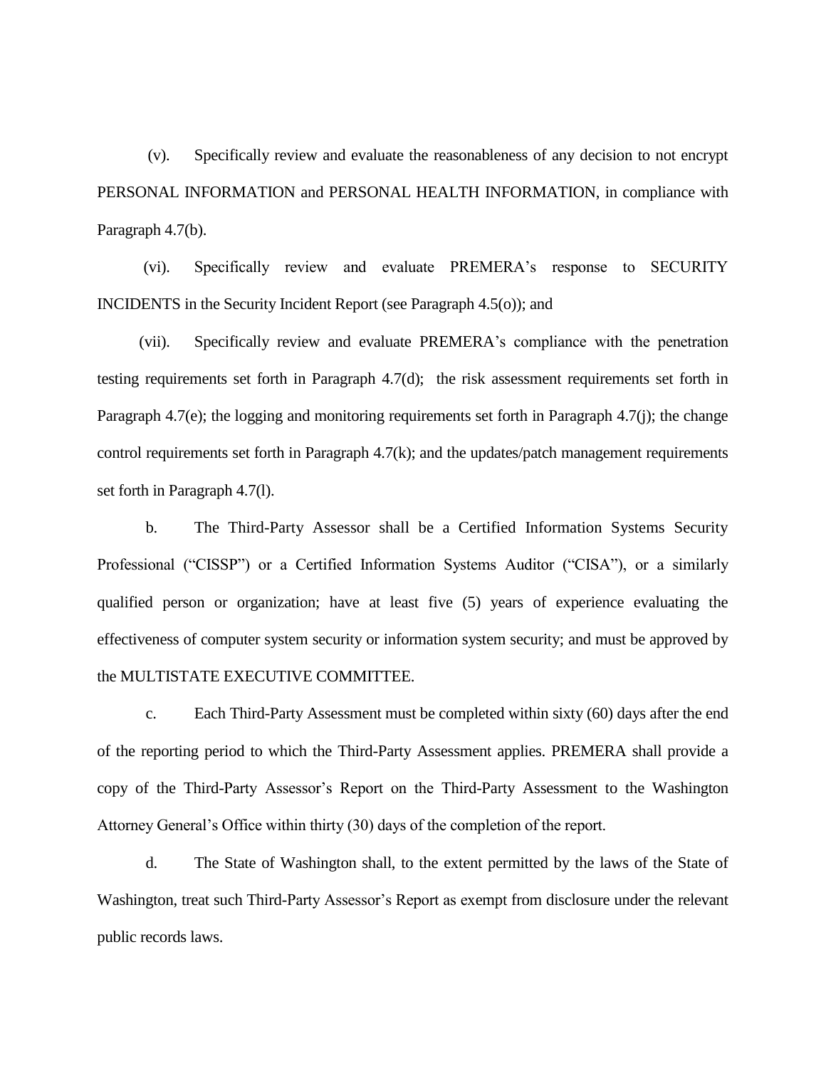(v). Specifically review and evaluate the reasonableness of any decision to not encrypt PERSONAL INFORMATION and PERSONAL HEALTH INFORMATION, in compliance with Paragraph 4.7(b).

(vi). Specifically review and evaluate PREMERA's response to SECURITY INCIDENTS in the Security Incident Report (see Paragraph 4.5(o)); and

(vii). Specifically review and evaluate PREMERA's compliance with the penetration testing requirements set forth in Paragraph 4.7(d); the risk assessment requirements set forth in Paragraph 4.7(e); the logging and monitoring requirements set forth in Paragraph 4.7(j); the change control requirements set forth in Paragraph 4.7(k); and the updates/patch management requirements set forth in Paragraph 4.7(l).

b. The Third-Party Assessor shall be a Certified Information Systems Security Professional ("CISSP") or a Certified Information Systems Auditor ("CISA"), or a similarly qualified person or organization; have at least five (5) years of experience evaluating the effectiveness of computer system security or information system security; and must be approved by the MULTISTATE EXECUTIVE COMMITTEE.

c. Each Third-Party Assessment must be completed within sixty (60) days after the end of the reporting period to which the Third-Party Assessment applies. PREMERA shall provide a copy of the Third-Party Assessor's Report on the Third-Party Assessment to the Washington Attorney General's Office within thirty (30) days of the completion of the report.

d. The State of Washington shall, to the extent permitted by the laws of the State of Washington, treat such Third-Party Assessor's Report as exempt from disclosure under the relevant public records laws.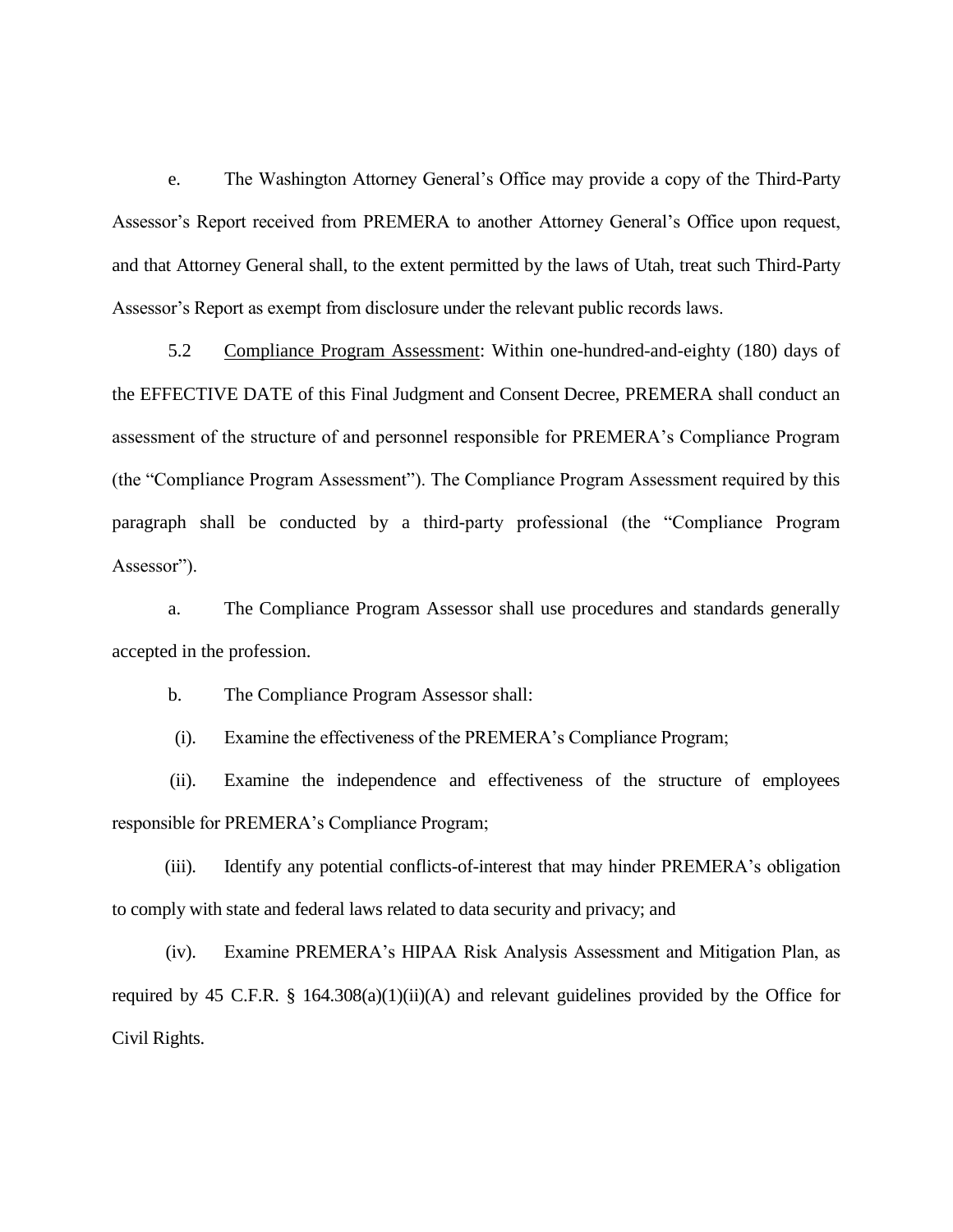e. The Washington Attorney General's Office may provide a copy of the Third-Party Assessor's Report received from PREMERA to another Attorney General's Office upon request, and that Attorney General shall, to the extent permitted by the laws of Utah, treat such Third-Party Assessor's Report as exempt from disclosure under the relevant public records laws.

5.2 Compliance Program Assessment: Within one-hundred-and-eighty (180) days of the EFFECTIVE DATE of this Final Judgment and Consent Decree, PREMERA shall conduct an assessment of the structure of and personnel responsible for PREMERA's Compliance Program (the "Compliance Program Assessment"). The Compliance Program Assessment required by this paragraph shall be conducted by a third-party professional (the "Compliance Program Assessor").

a. The Compliance Program Assessor shall use procedures and standards generally accepted in the profession.

b. The Compliance Program Assessor shall:

(i). Examine the effectiveness of the PREMERA's Compliance Program;

(ii). Examine the independence and effectiveness of the structure of employees responsible for PREMERA's Compliance Program;

(iii). Identify any potential conflicts-of-interest that may hinder PREMERA's obligation to comply with state and federal laws related to data security and privacy; and

(iv). Examine PREMERA's HIPAA Risk Analysis Assessment and Mitigation Plan, as required by 45 C.F.R. § 164.308(a)(1)(ii)(A) and relevant guidelines provided by the Office for Civil Rights.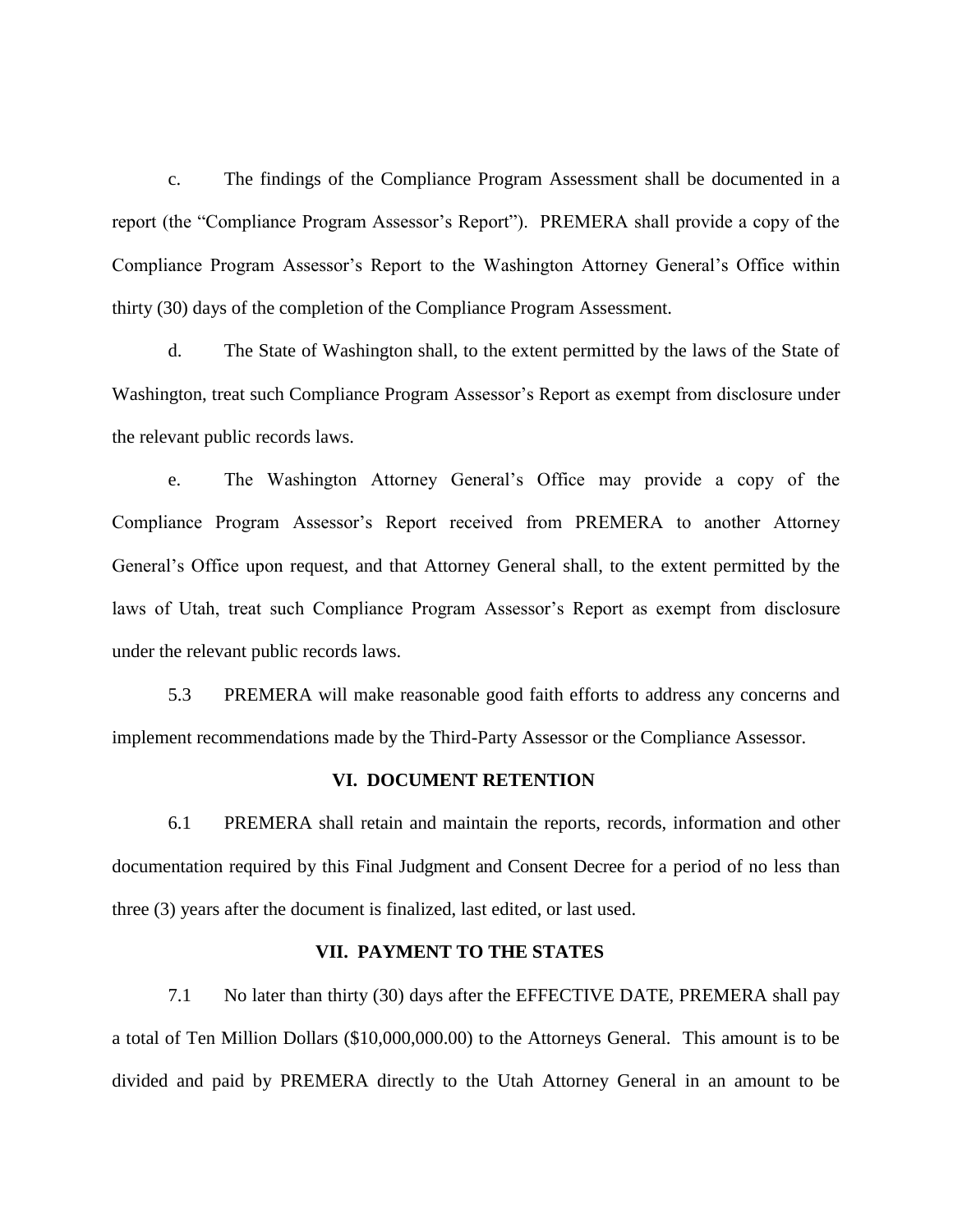c. The findings of the Compliance Program Assessment shall be documented in a report (the "Compliance Program Assessor's Report"). PREMERA shall provide a copy of the Compliance Program Assessor's Report to the Washington Attorney General's Office within thirty (30) days of the completion of the Compliance Program Assessment.

d. The State of Washington shall, to the extent permitted by the laws of the State of Washington, treat such Compliance Program Assessor's Report as exempt from disclosure under the relevant public records laws.

e. The Washington Attorney General's Office may provide a copy of the Compliance Program Assessor's Report received from PREMERA to another Attorney General's Office upon request, and that Attorney General shall, to the extent permitted by the laws of Utah, treat such Compliance Program Assessor's Report as exempt from disclosure under the relevant public records laws.

5.3 PREMERA will make reasonable good faith efforts to address any concerns and implement recommendations made by the Third-Party Assessor or the Compliance Assessor.

## VI. DOCUMENT RETENTION

6.1 PREMERA shall retain and maintain the reports, records, information and other documentation required by this Final Judgment and Consent Decree for a period of no less than three (3) years after the document is finalized, last edited, or last used.

## VII. PAYMENT TO THE STATES

7.1 No later than thirty (30) days after the EFFECTIVE DATE, PREMERA shall pay a total of Ten Million Dollars ($10,000,000.00) to the Attorneys General. This amount is to be divided and paid by PREMERA directly to the Utah Attorney General in an amount to be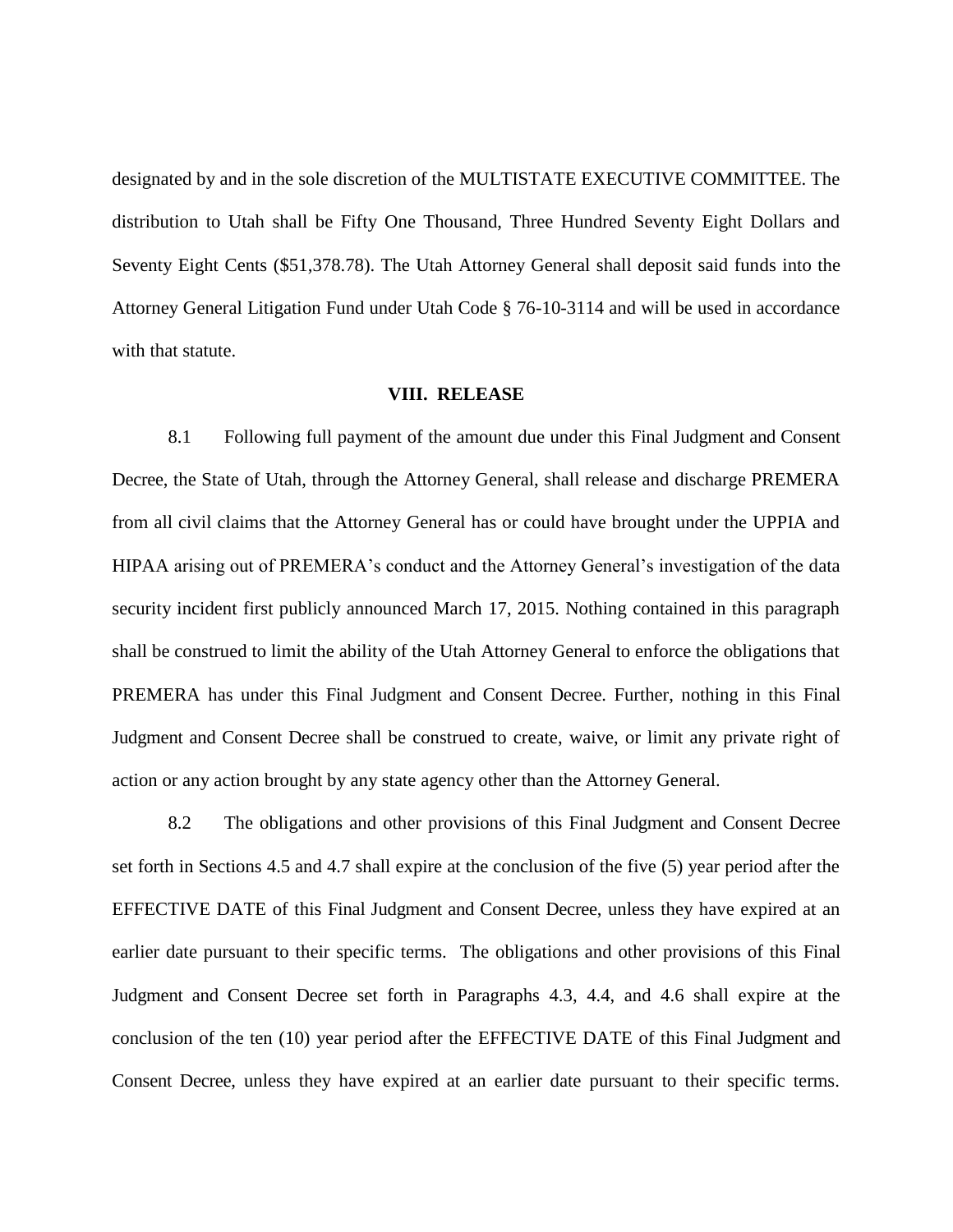designated by and in the sole discretion of the MULTISTATE EXECUTIVE COMMITTEE. The distribution to Utah shall be Fifty One Thousand, Three Hundred Seventy Eight Dollars and Seventy Eight Cents ($51,378.78). The Utah Attorney General shall deposit said funds into the Attorney General Litigation Fund under Utah Code § 76-10-3114 and will be used in accordance with that statute.

## VIII. RELEASE

8.1 Following full payment of the amount due under this Final Judgment and Consent Decree, the State of Utah, through the Attorney General, shall release and discharge PREMERA from all civil claims that the Attorney General has or could have brought under the UPPIA and HIPAA arising out of PREMERA's conduct and the Attorney General's investigation of the data security incident first publicly announced March 17, 2015. Nothing contained in this paragraph shall be construed to limit the ability of the Utah Attorney General to enforce the obligations that PREMERA has under this Final Judgment and Consent Decree. Further, nothing in this Final Judgment and Consent Decree shall be construed to create, waive, or limit any private right of action or any action brought by any state agency other than the Attorney General.

8.2 The obligations and other provisions of this Final Judgment and Consent Decree set forth in Sections 4.5 and 4.7 shall expire at the conclusion of the five (5) year period after the EFFECTIVE DATE of this Final Judgment and Consent Decree, unless they have expired at an earlier date pursuant to their specific terms. The obligations and other provisions of this Final Judgment and Consent Decree set forth in Paragraphs 4.3, 4.4, and 4.6 shall expire at the conclusion of the ten (10) year period after the EFFECTIVE DATE of this Final Judgment and Consent Decree, unless they have expired at an earlier date pursuant to their specific terms.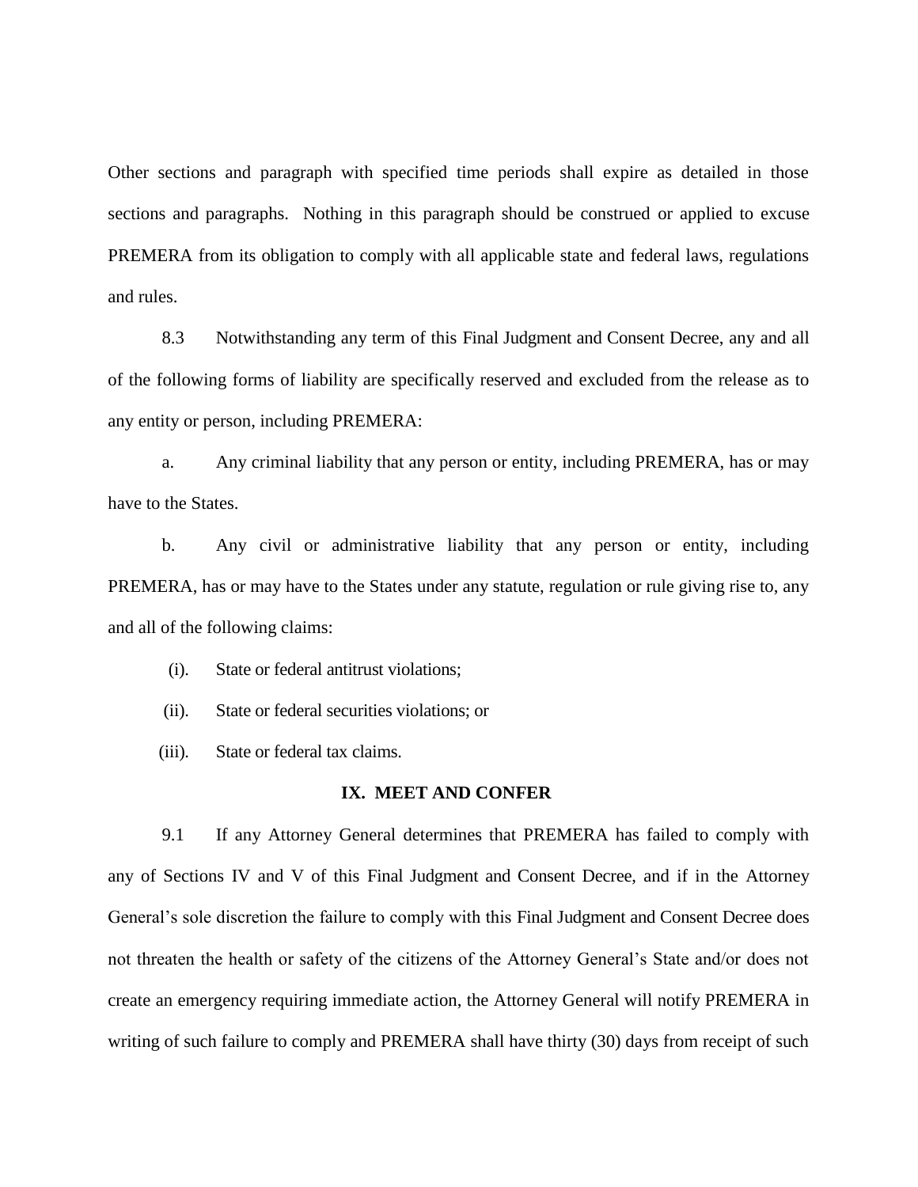Other sections and paragraph with specified time periods shall expire as detailed in those sections and paragraphs. Nothing in this paragraph should be construed or applied to excuse PREMERA from its obligation to comply with all applicable state and federal laws, regulations and rules.

8.3 Notwithstanding any term of this Final Judgment and Consent Decree, any and all of the following forms of liability are specifically reserved and excluded from the release as to any entity or person, including PREMERA:

a. Any criminal liability that any person or entity, including PREMERA, has or may have to the States.

b. Any civil or administrative liability that any person or entity, including PREMERA, has or may have to the States under any statute, regulation or rule giving rise to, any and all of the following claims:

(i). State or federal antitrust violations;

(ii). State or federal securities violations; or

(iii). State or federal tax claims.

## IX. MEET AND CONFER

9.1 If any Attorney General determines that PREMERA has failed to comply with any of Sections IV and V of this Final Judgment and Consent Decree, and if in the Attorney General's sole discretion the failure to comply with this Final Judgment and Consent Decree does not threaten the health or safety of the citizens of the Attorney General's State and/or does not create an emergency requiring immediate action, the Attorney General will notify PREMERA in writing of such failure to comply and PREMERA shall have thirty (30) days from receipt of such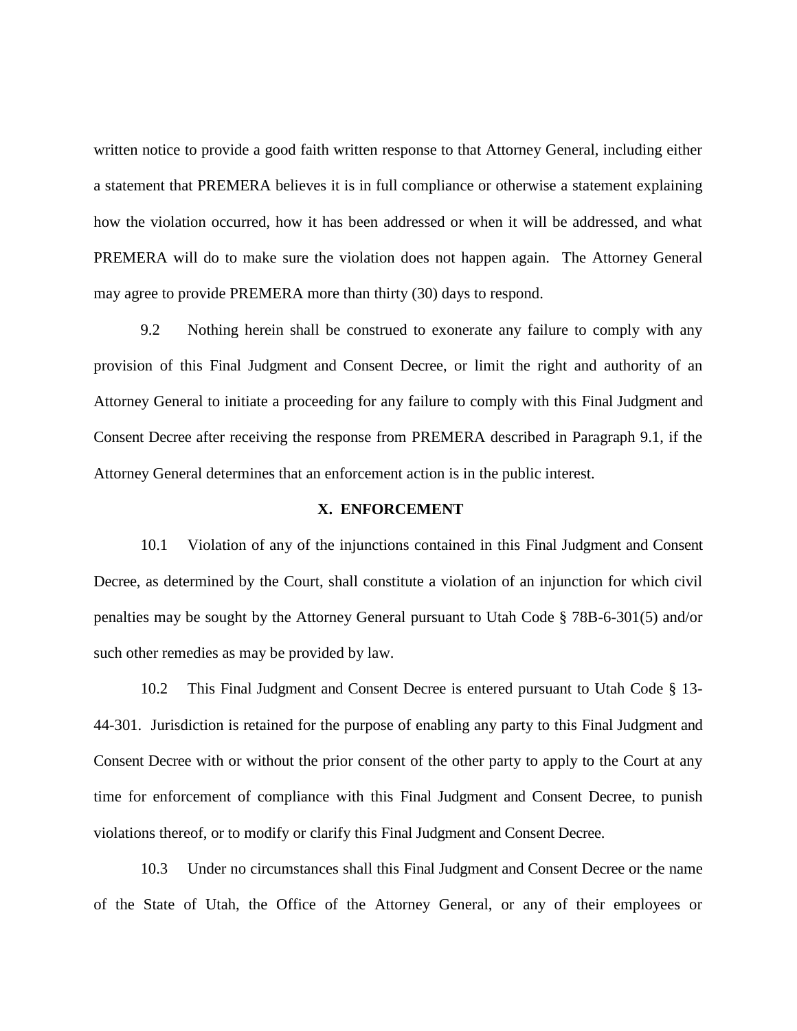written notice to provide a good faith written response to that Attorney General, including either a statement that PREMERA believes it is in full compliance or otherwise a statement explaining how the violation occurred, how it has been addressed or when it will be addressed, and what PREMERA will do to make sure the violation does not happen again. The Attorney General may agree to provide PREMERA more than thirty (30) days to respond.

9.2 Nothing herein shall be construed to exonerate any failure to comply with any provision of this Final Judgment and Consent Decree, or limit the right and authority of an Attorney General to initiate a proceeding for any failure to comply with this Final Judgment and Consent Decree after receiving the response from PREMERA described in Paragraph 9.1, if the Attorney General determines that an enforcement action is in the public interest.

## X. ENFORCEMENT

10.1 Violation of any of the injunctions contained in this Final Judgment and Consent Decree, as determined by the Court, shall constitute a violation of an injunction for which civil penalties may be sought by the Attorney General pursuant to Utah Code § 78B-6-301(5) and/or such other remedies as may be provided by law.

10.2 This Final Judgment and Consent Decree is entered pursuant to Utah Code § 13-44-301. Jurisdiction is retained for the purpose of enabling any party to this Final Judgment and Consent Decree with or without the prior consent of the other party to apply to the Court at any time for enforcement of compliance with this Final Judgment and Consent Decree, to punish violations thereof, or to modify or clarify this Final Judgment and Consent Decree.

10.3 Under no circumstances shall this Final Judgment and Consent Decree or the name of the State of Utah, the Office of the Attorney General, or any of their employees or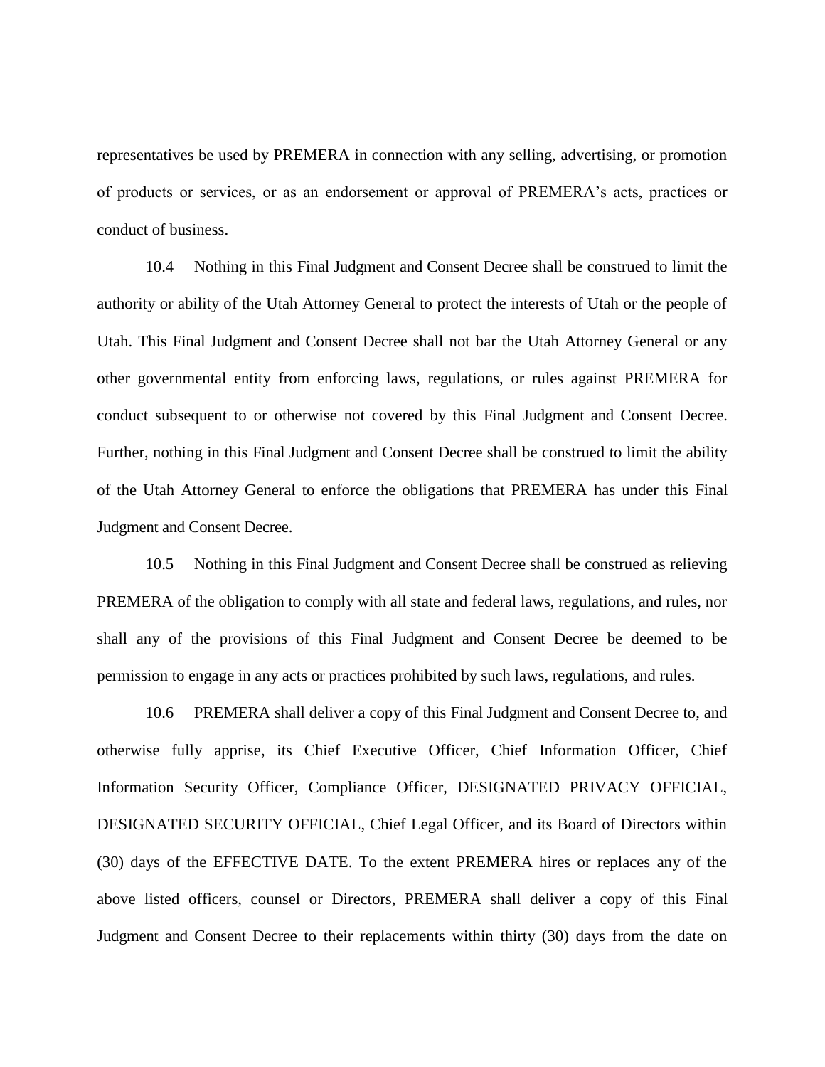representatives be used by PREMERA in connection with any selling, advertising, or promotion of products or services, or as an endorsement or approval of PREMERA's acts, practices or conduct of business.

10.4 Nothing in this Final Judgment and Consent Decree shall be construed to limit the authority or ability of the Utah Attorney General to protect the interests of Utah or the people of Utah. This Final Judgment and Consent Decree shall not bar the Utah Attorney General or any other governmental entity from enforcing laws, regulations, or rules against PREMERA for conduct subsequent to or otherwise not covered by this Final Judgment and Consent Decree. Further, nothing in this Final Judgment and Consent Decree shall be construed to limit the ability of the Utah Attorney General to enforce the obligations that PREMERA has under this Final Judgment and Consent Decree.

10.5 Nothing in this Final Judgment and Consent Decree shall be construed as relieving PREMERA of the obligation to comply with all state and federal laws, regulations, and rules, nor shall any of the provisions of this Final Judgment and Consent Decree be deemed to be permission to engage in any acts or practices prohibited by such laws, regulations, and rules.

10.6 PREMERA shall deliver a copy of this Final Judgment and Consent Decree to, and otherwise fully apprise, its Chief Executive Officer, Chief Information Officer, Chief Information Security Officer, Compliance Officer, DESIGNATED PRIVACY OFFICIAL, DESIGNATED SECURITY OFFICIAL, Chief Legal Officer, and its Board of Directors within (30) days of the EFFECTIVE DATE. To the extent PREMERA hires or replaces any of the above listed officers, counsel or Directors, PREMERA shall deliver a copy of this Final Judgment and Consent Decree to their replacements within thirty (30) days from the date on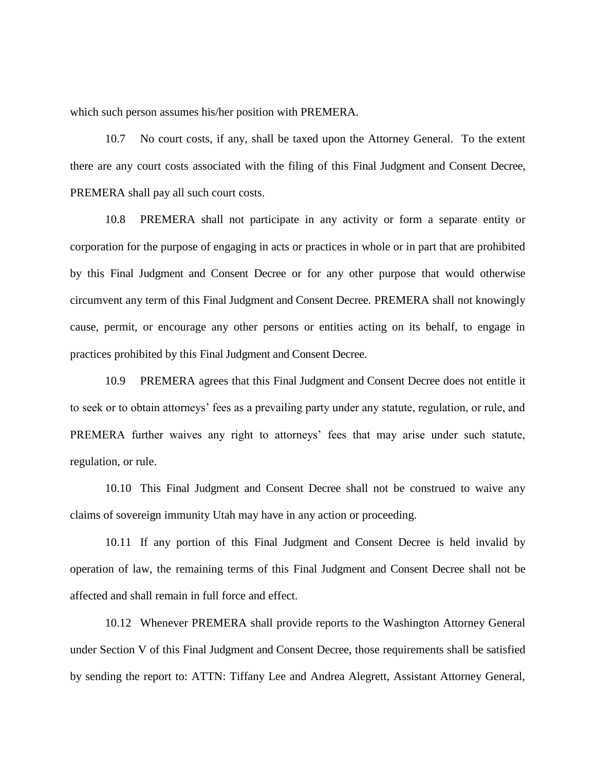which such person assumes his/her position with PREMERA.

10.7 No court costs, if any, shall be taxed upon the Attorney General. To the extent there are any court costs associated with the filing of this Final Judgment and Consent Decree, PREMERA shall pay all such court costs.

10.8 PREMERA shall not participate in any activity or form a separate entity or corporation for the purpose of engaging in acts or practices in whole or in part that are prohibited by this Final Judgment and Consent Decree or for any other purpose that would otherwise circumvent any term of this Final Judgment and Consent Decree. PREMERA shall not knowingly cause, permit, or encourage any other persons or entities acting on its behalf, to engage in practices prohibited by this Final Judgment and Consent Decree.

10.9 PREMERA agrees that this Final Judgment and Consent Decree does not entitle it to seek or to obtain attorneys' fees as a prevailing party under any statute, regulation, or rule, and PREMERA further waives any right to attorneys' fees that may arise under such statute, regulation, or rule.

10.10 This Final Judgment and Consent Decree shall not be construed to waive any claims of sovereign immunity Utah may have in any action or proceeding.

10.11 If any portion of this Final Judgment and Consent Decree is held invalid by operation of law, the remaining terms of this Final Judgment and Consent Decree shall not be affected and shall remain in full force and effect.

10.12 Whenever PREMERA shall provide reports to the Washington Attorney General under Section V of this Final Judgment and Consent Decree, those requirements shall be satisfied by sending the report to: ATTN: Tiffany Lee and Andrea Alegrett, Assistant Attorney General,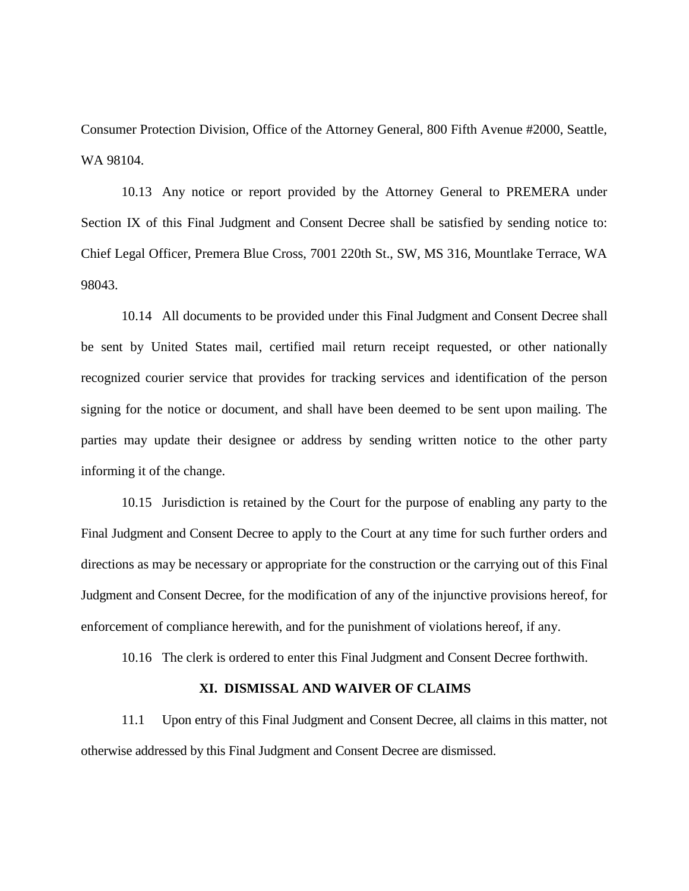Consumer Protection Division, Office of the Attorney General, 800 Fifth Avenue #2000, Seattle, WA 98104.

10.13 Any notice or report provided by the Attorney General to PREMERA under Section IX of this Final Judgment and Consent Decree shall be satisfied by sending notice to: Chief Legal Officer, Premera Blue Cross, 7001 220th St., SW, MS 316, Mountlake Terrace, WA 98043.

10.14 All documents to be provided under this Final Judgment and Consent Decree shall be sent by United States mail, certified mail return receipt requested, or other nationally recognized courier service that provides for tracking services and identification of the person signing for the notice or document, and shall have been deemed to be sent upon mailing. The parties may update their designee or address by sending written notice to the other party informing it of the change.

10.15 Jurisdiction is retained by the Court for the purpose of enabling any party to the Final Judgment and Consent Decree to apply to the Court at any time for such further orders and directions as may be necessary or appropriate for the construction or the carrying out of this Final Judgment and Consent Decree, for the modification of any of the injunctive provisions hereof, for enforcement of compliance herewith, and for the punishment of violations hereof, if any.

10.16 The clerk is ordered to enter this Final Judgment and Consent Decree forthwith.

## XI. DISMISSAL AND WAIVER OF CLAIMS

11.1 Upon entry of this Final Judgment and Consent Decree, all claims in this matter, not otherwise addressed by this Final Judgment and Consent Decree are dismissed.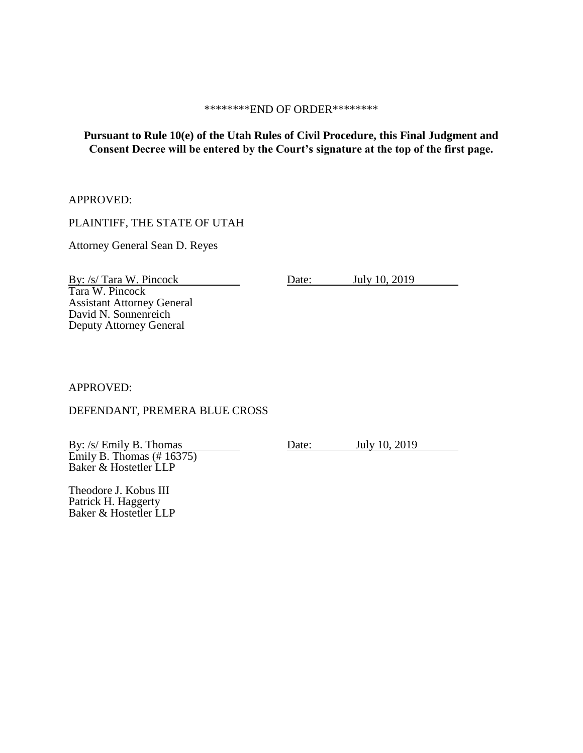********END OF ORDER********

**Pursuant to Rule 10(e) of the Utah Rules of Civil Procedure, this Final Judgment and Consent Decree will be entered by the Court's signature at the top of the first page.**

APPROVED:

PLAINTIFF, THE STATE OF UTAH

Attorney General Sean D. Reyes

By: /s/ Tara W. Pincock    Date: July 10, 2019

Tara W. Pincock
Assistant Attorney General
David N. Sonnenreich
Deputy Attorney General

APPROVED:

DEFENDANT, PREMERA BLUE CROSS

By: /s/ Emily B. Thomas    Date: July 10, 2019

Emily B. Thomas (# 16375)
Baker & Hostetler LLP

Theodore J. Kobus III
Patrick H. Haggerty
Baker & Hostetler LLP